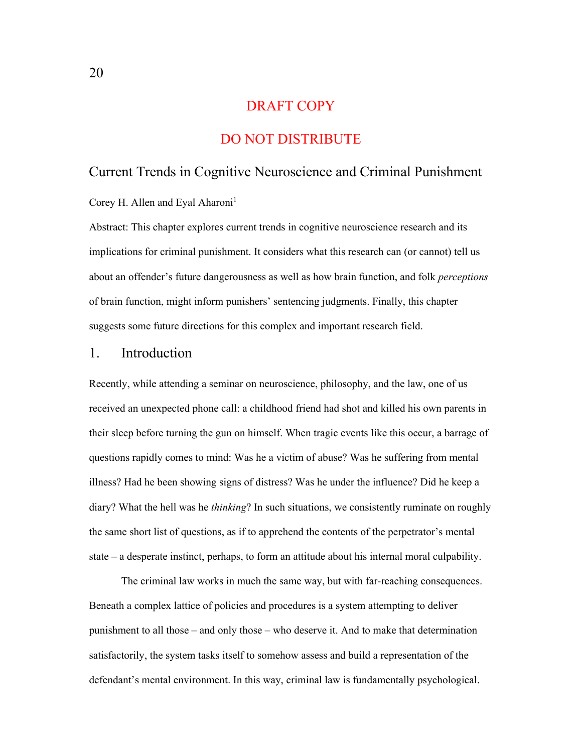DRAFT COPY

DO NOT DISTRIBUTE

# Current Trends in Cognitive Neuroscience and Criminal Punishment

Corey H. Allen and Eyal Aharoni[1]

Abstract: This chapter explores current trends in cognitive neuroscience research and its implications for criminal punishment. It considers what this research can (or cannot) tell us about an offender's future dangerousness as well as how brain function, and folk *perceptions* of brain function, might inform punishers' sentencing judgments. Finally, this chapter suggests some future directions for this complex and important research field.

## 1. Introduction

Recently, while attending a seminar on neuroscience, philosophy, and the law, one of us received an unexpected phone call: a childhood friend had shot and killed his own parents in their sleep before turning the gun on himself. When tragic events like this occur, a barrage of questions rapidly comes to mind: Was he a victim of abuse? Was he suffering from mental illness? Had he been showing signs of distress? Was he under the influence? Did he keep a diary? What the hell was he *thinking*? In such situations, we consistently ruminate on roughly the same short list of questions, as if to apprehend the contents of the perpetrator's mental state – a desperate instinct, perhaps, to form an attitude about his internal moral culpability.

The criminal law works in much the same way, but with far-reaching consequences. Beneath a complex lattice of policies and procedures is a system attempting to deliver punishment to all those – and only those – who deserve it. And to make that determination satisfactorily, the system tasks itself to somehow assess and build a representation of the defendant's mental environment. In this way, criminal law is fundamentally psychological.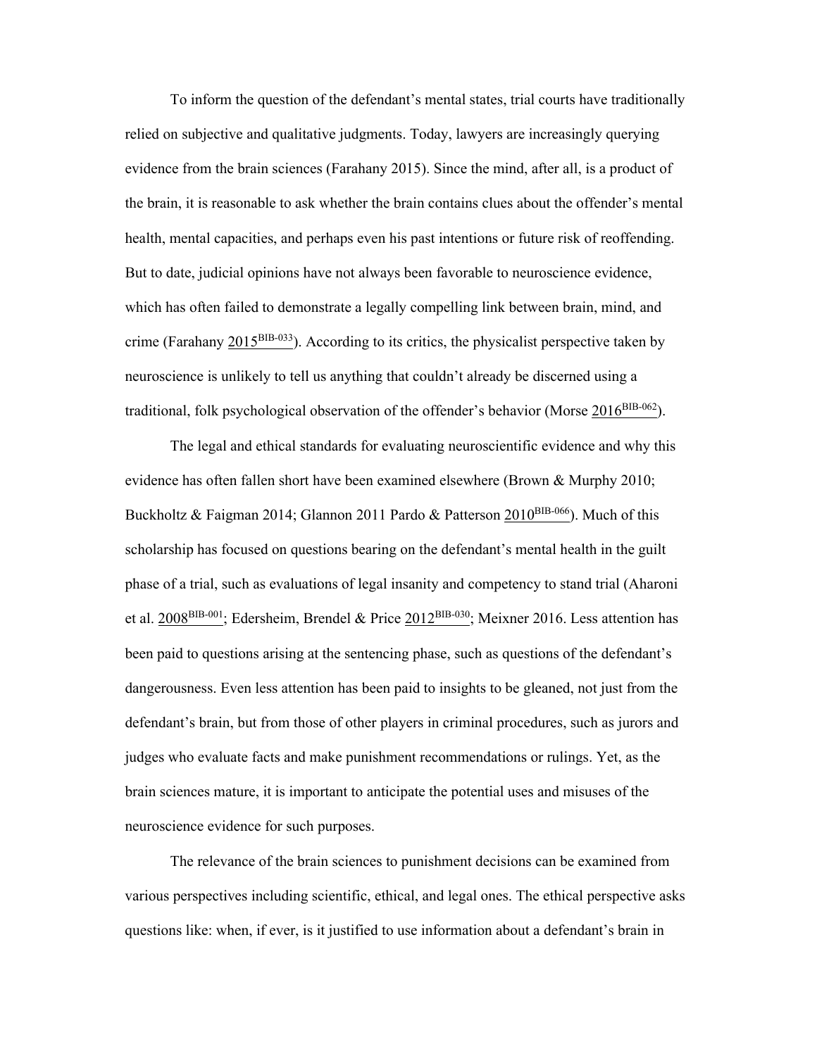To inform the question of the defendant's mental states, trial courts have traditionally relied on subjective and qualitative judgments. Today, lawyers are increasingly querying evidence from the brain sciences (Farahany 2015). Since the mind, after all, is a product of the brain, it is reasonable to ask whether the brain contains clues about the offender's mental health, mental capacities, and perhaps even his past intentions or future risk of reoffending. But to date, judicial opinions have not always been favorable to neuroscience evidence, which has often failed to demonstrate a legally compelling link between brain, mind, and crime (Farahany 2015[BIB-033]). According to its critics, the physicalist perspective taken by neuroscience is unlikely to tell us anything that couldn't already be discerned using a traditional, folk psychological observation of the offender's behavior (Morse 2016[BIB-062]).

The legal and ethical standards for evaluating neuroscientific evidence and why this evidence has often fallen short have been examined elsewhere (Brown & Murphy 2010; Buckholtz & Faigman 2014; Glannon 2011 Pardo & Patterson 2010[BIB-066]). Much of this scholarship has focused on questions bearing on the defendant's mental health in the guilt phase of a trial, such as evaluations of legal insanity and competency to stand trial (Aharoni et al. 2008[BIB-001]; Edersheim, Brendel & Price 2012[BIB-030]; Meixner 2016. Less attention has been paid to questions arising at the sentencing phase, such as questions of the defendant's dangerousness. Even less attention has been paid to insights to be gleaned, not just from the defendant's brain, but from those of other players in criminal procedures, such as jurors and judges who evaluate facts and make punishment recommendations or rulings. Yet, as the brain sciences mature, it is important to anticipate the potential uses and misuses of the neuroscience evidence for such purposes.

The relevance of the brain sciences to punishment decisions can be examined from various perspectives including scientific, ethical, and legal ones. The ethical perspective asks questions like: when, if ever, is it justified to use information about a defendant's brain in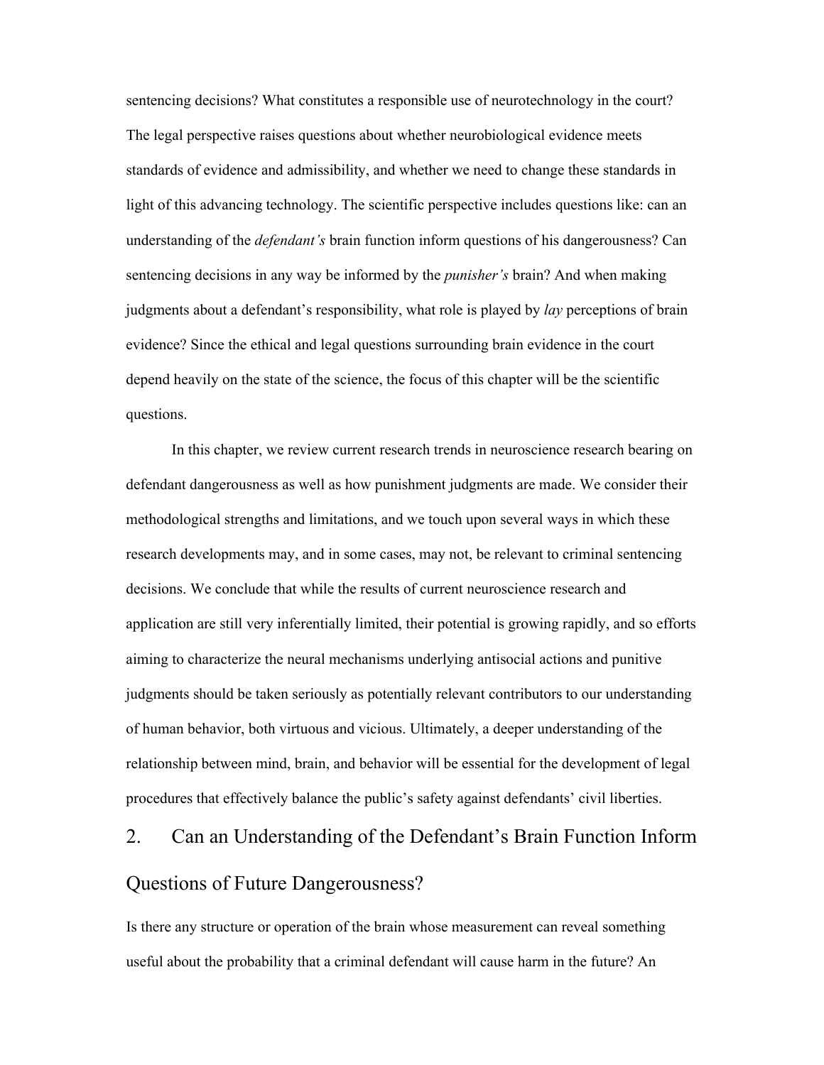sentencing decisions? What constitutes a responsible use of neurotechnology in the court? The legal perspective raises questions about whether neurobiological evidence meets standards of evidence and admissibility, and whether we need to change these standards in light of this advancing technology. The scientific perspective includes questions like: can an understanding of the *defendant's* brain function inform questions of his dangerousness? Can sentencing decisions in any way be informed by the *punisher's* brain? And when making judgments about a defendant's responsibility, what role is played by *lay* perceptions of brain evidence? Since the ethical and legal questions surrounding brain evidence in the court depend heavily on the state of the science, the focus of this chapter will be the scientific questions.

In this chapter, we review current research trends in neuroscience research bearing on defendant dangerousness as well as how punishment judgments are made. We consider their methodological strengths and limitations, and we touch upon several ways in which these research developments may, and in some cases, may not, be relevant to criminal sentencing decisions. We conclude that while the results of current neuroscience research and application are still very inferentially limited, their potential is growing rapidly, and so efforts aiming to characterize the neural mechanisms underlying antisocial actions and punitive judgments should be taken seriously as potentially relevant contributors to our understanding of human behavior, both virtuous and vicious. Ultimately, a deeper understanding of the relationship between mind, brain, and behavior will be essential for the development of legal procedures that effectively balance the public's safety against defendants' civil liberties.

## 2. Can an Understanding of the Defendant's Brain Function Inform Questions of Future Dangerousness?

Is there any structure or operation of the brain whose measurement can reveal something useful about the probability that a criminal defendant will cause harm in the future? An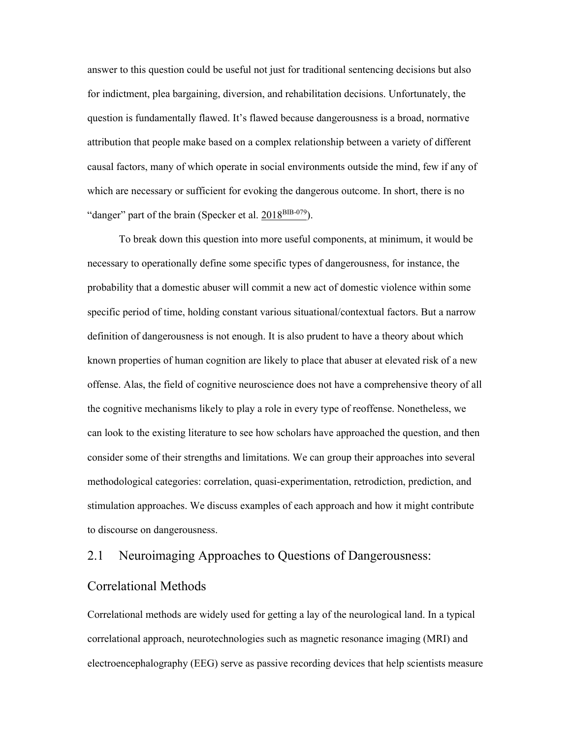answer to this question could be useful not just for traditional sentencing decisions but also for indictment, plea bargaining, diversion, and rehabilitation decisions. Unfortunately, the question is fundamentally flawed. It's flawed because dangerousness is a broad, normative attribution that people make based on a complex relationship between a variety of different causal factors, many of which operate in social environments outside the mind, few if any of which are necessary or sufficient for evoking the dangerous outcome. In short, there is no "danger" part of the brain (Specker et al. 2018[BIB-079]).

To break down this question into more useful components, at minimum, it would be necessary to operationally define some specific types of dangerousness, for instance, the probability that a domestic abuser will commit a new act of domestic violence within some specific period of time, holding constant various situational/contextual factors. But a narrow definition of dangerousness is not enough. It is also prudent to have a theory about which known properties of human cognition are likely to place that abuser at elevated risk of a new offense. Alas, the field of cognitive neuroscience does not have a comprehensive theory of all the cognitive mechanisms likely to play a role in every type of reoffense. Nonetheless, we can look to the existing literature to see how scholars have approached the question, and then consider some of their strengths and limitations. We can group their approaches into several methodological categories: correlation, quasi-experimentation, retrodiction, prediction, and stimulation approaches. We discuss examples of each approach and how it might contribute to discourse on dangerousness.

## 2.1 Neuroimaging Approaches to Questions of Dangerousness: Correlational Methods

Correlational methods are widely used for getting a lay of the neurological land. In a typical correlational approach, neurotechnologies such as magnetic resonance imaging (MRI) and electroencephalography (EEG) serve as passive recording devices that help scientists measure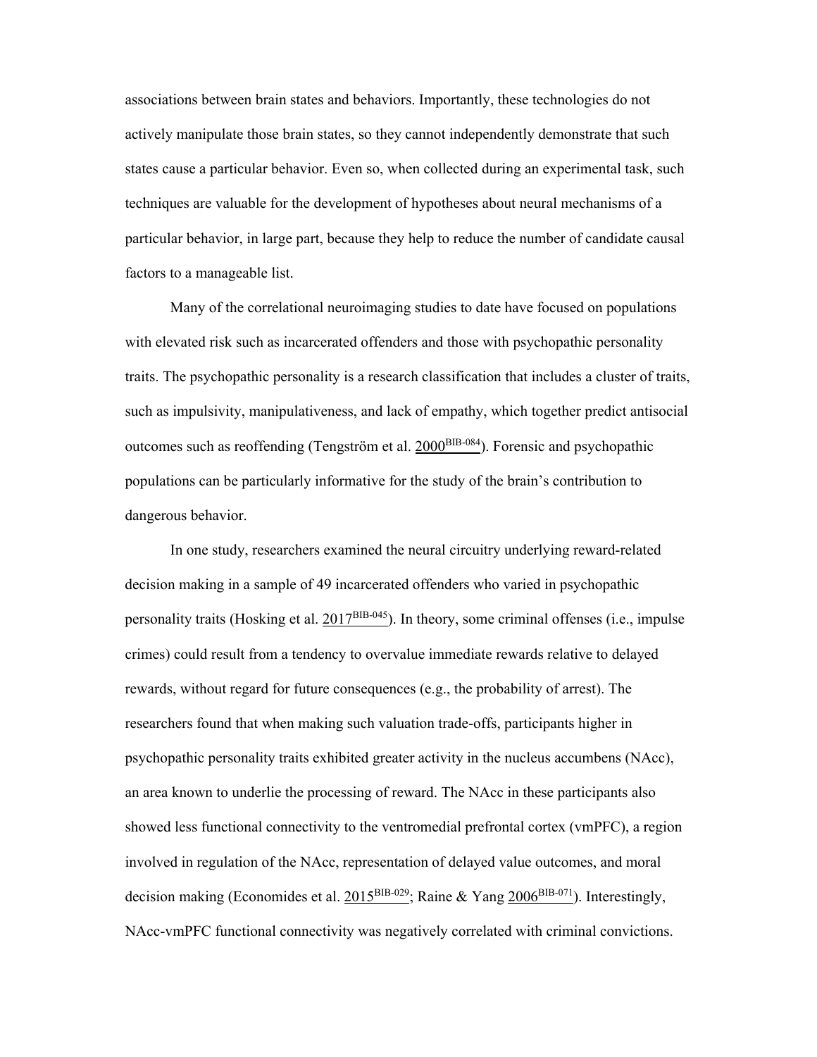associations between brain states and behaviors. Importantly, these technologies do not actively manipulate those brain states, so they cannot independently demonstrate that such states cause a particular behavior. Even so, when collected during an experimental task, such techniques are valuable for the development of hypotheses about neural mechanisms of a particular behavior, in large part, because they help to reduce the number of candidate causal factors to a manageable list.

Many of the correlational neuroimaging studies to date have focused on populations with elevated risk such as incarcerated offenders and those with psychopathic personality traits. The psychopathic personality is a research classification that includes a cluster of traits, such as impulsivity, manipulativeness, and lack of empathy, which together predict antisocial outcomes such as reoffending (Tengström et al. 2000[BIB-084]). Forensic and psychopathic populations can be particularly informative for the study of the brain's contribution to dangerous behavior.

In one study, researchers examined the neural circuitry underlying reward-related decision making in a sample of 49 incarcerated offenders who varied in psychopathic personality traits (Hosking et al. 2017[BIB-045]). In theory, some criminal offenses (i.e., impulse crimes) could result from a tendency to overvalue immediate rewards relative to delayed rewards, without regard for future consequences (e.g., the probability of arrest). The researchers found that when making such valuation trade-offs, participants higher in psychopathic personality traits exhibited greater activity in the nucleus accumbens (NAcc), an area known to underlie the processing of reward. The NAcc in these participants also showed less functional connectivity to the ventromedial prefrontal cortex (vmPFC), a region involved in regulation of the NAcc, representation of delayed value outcomes, and moral decision making (Economides et al. 2015[BIB-029]; Raine & Yang 2006[BIB-071]). Interestingly, NAcc-vmPFC functional connectivity was negatively correlated with criminal convictions.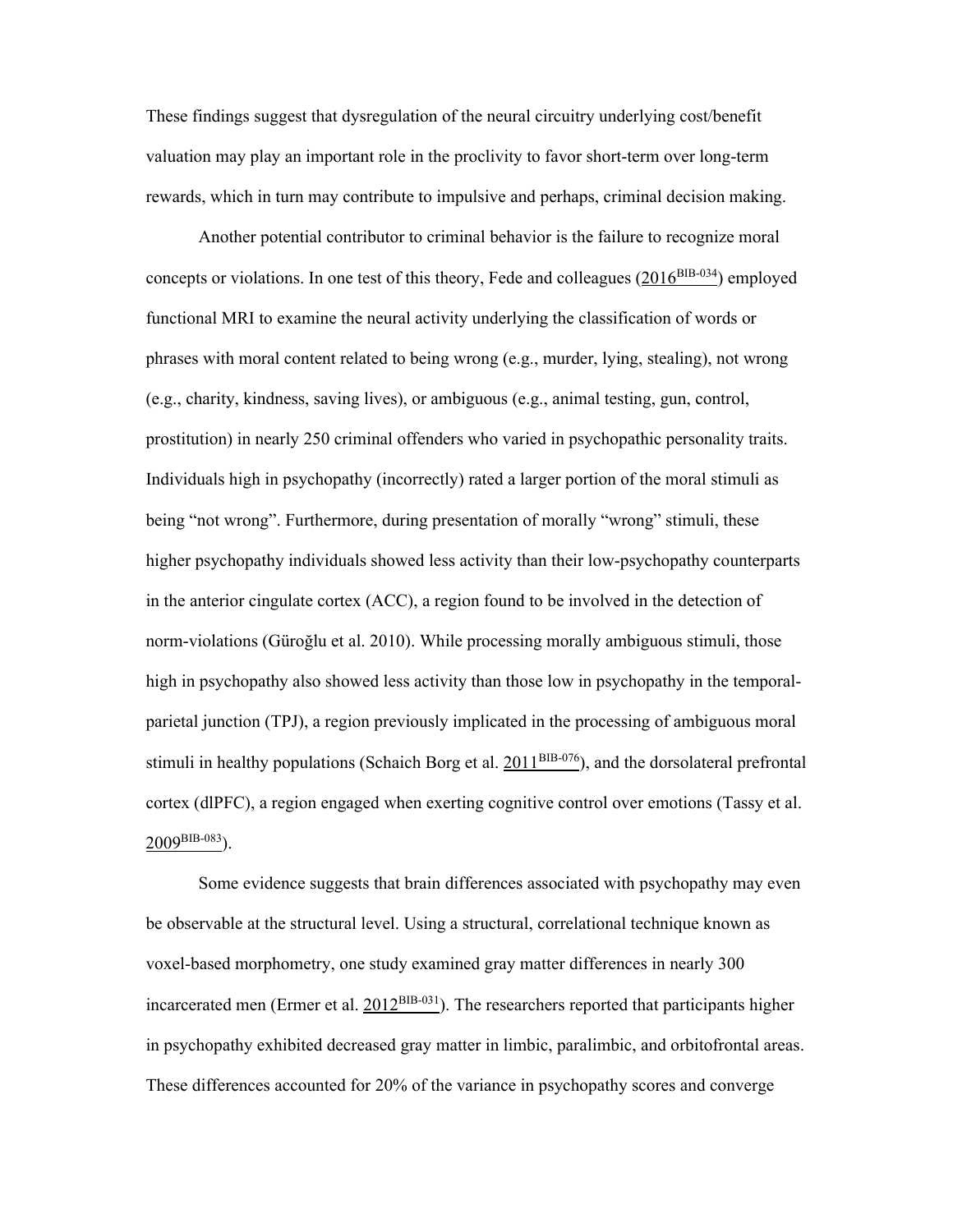These findings suggest that dysregulation of the neural circuitry underlying cost/benefit valuation may play an important role in the proclivity to favor short-term over long-term rewards, which in turn may contribute to impulsive and perhaps, criminal decision making.

Another potential contributor to criminal behavior is the failure to recognize moral concepts or violations. In one test of this theory, Fede and colleagues (2016[BIB-034]) employed functional MRI to examine the neural activity underlying the classification of words or phrases with moral content related to being wrong (e.g., murder, lying, stealing), not wrong (e.g., charity, kindness, saving lives), or ambiguous (e.g., animal testing, gun, control, prostitution) in nearly 250 criminal offenders who varied in psychopathic personality traits. Individuals high in psychopathy (incorrectly) rated a larger portion of the moral stimuli as being "not wrong". Furthermore, during presentation of morally "wrong" stimuli, these higher psychopathy individuals showed less activity than their low-psychopathy counterparts in the anterior cingulate cortex (ACC), a region found to be involved in the detection of norm-violations (Güroğlu et al. 2010). While processing morally ambiguous stimuli, those high in psychopathy also showed less activity than those low in psychopathy in the temporal-parietal junction (TPJ), a region previously implicated in the processing of ambiguous moral stimuli in healthy populations (Schaich Borg et al. 2011[BIB-076]), and the dorsolateral prefrontal cortex (dlPFC), a region engaged when exerting cognitive control over emotions (Tassy et al. 2009[BIB-083]).

Some evidence suggests that brain differences associated with psychopathy may even be observable at the structural level. Using a structural, correlational technique known as voxel-based morphometry, one study examined gray matter differences in nearly 300 incarcerated men (Ermer et al. 2012[BIB-031]). The researchers reported that participants higher in psychopathy exhibited decreased gray matter in limbic, paralimbic, and orbitofrontal areas. These differences accounted for 20% of the variance in psychopathy scores and converge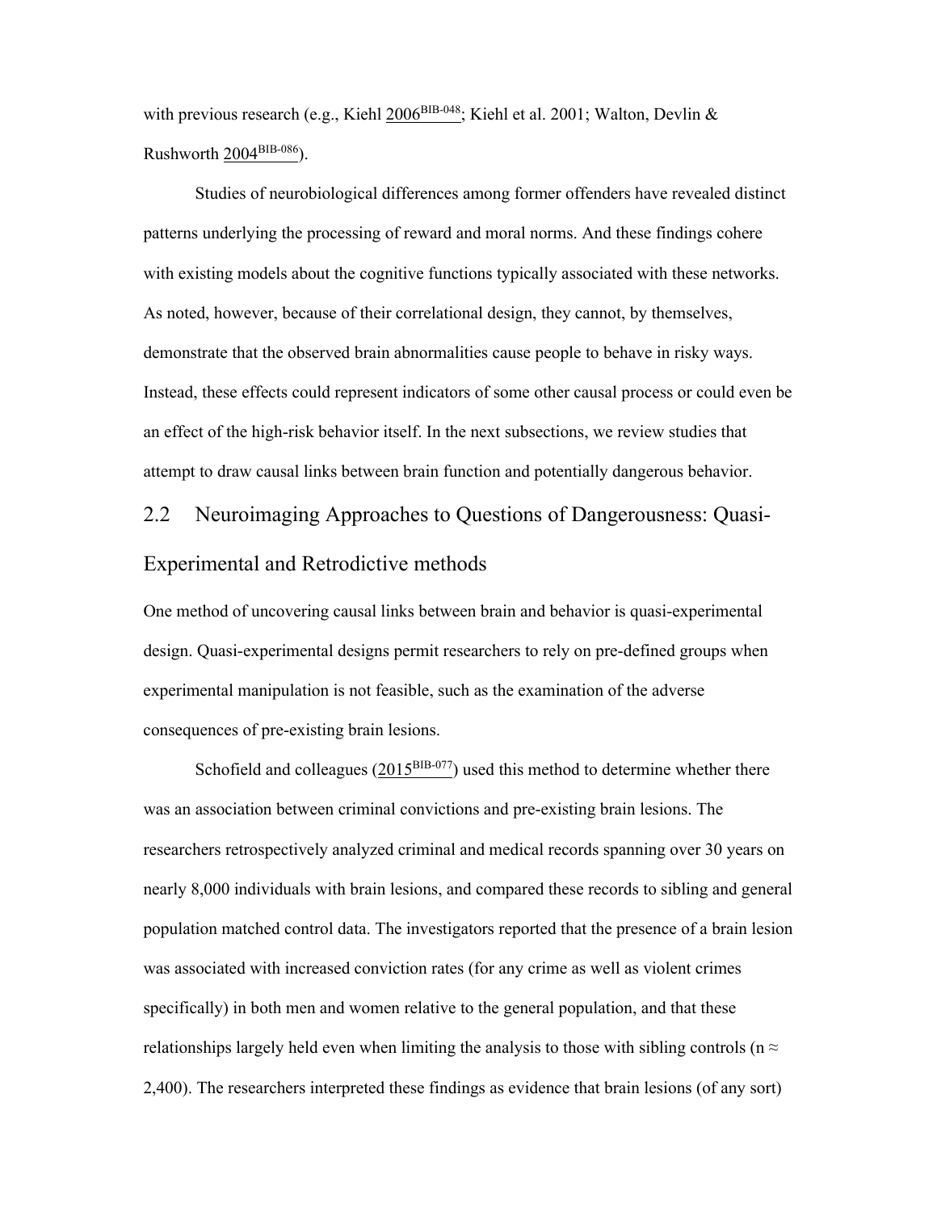with previous research (e.g., Kiehl 2006[BIB-048]; Kiehl et al. 2001; Walton, Devlin & Rushworth 2004[BIB-086]).

Studies of neurobiological differences among former offenders have revealed distinct patterns underlying the processing of reward and moral norms. And these findings cohere with existing models about the cognitive functions typically associated with these networks. As noted, however, because of their correlational design, they cannot, by themselves, demonstrate that the observed brain abnormalities cause people to behave in risky ways. Instead, these effects could represent indicators of some other causal process or could even be an effect of the high-risk behavior itself. In the next subsections, we review studies that attempt to draw causal links between brain function and potentially dangerous behavior.

## 2.2 Neuroimaging Approaches to Questions of Dangerousness: Quasi-Experimental and Retrodictive methods

One method of uncovering causal links between brain and behavior is quasi-experimental design. Quasi-experimental designs permit researchers to rely on pre-defined groups when experimental manipulation is not feasible, such as the examination of the adverse consequences of pre-existing brain lesions.

Schofield and colleagues (2015[BIB-077]) used this method to determine whether there was an association between criminal convictions and pre-existing brain lesions. The researchers retrospectively analyzed criminal and medical records spanning over 30 years on nearly 8,000 individuals with brain lesions, and compared these records to sibling and general population matched control data. The investigators reported that the presence of a brain lesion was associated with increased conviction rates (for any crime as well as violent crimes specifically) in both men and women relative to the general population, and that these relationships largely held even when limiting the analysis to those with sibling controls ($n \approx$ 2,400). The researchers interpreted these findings as evidence that brain lesions (of any sort)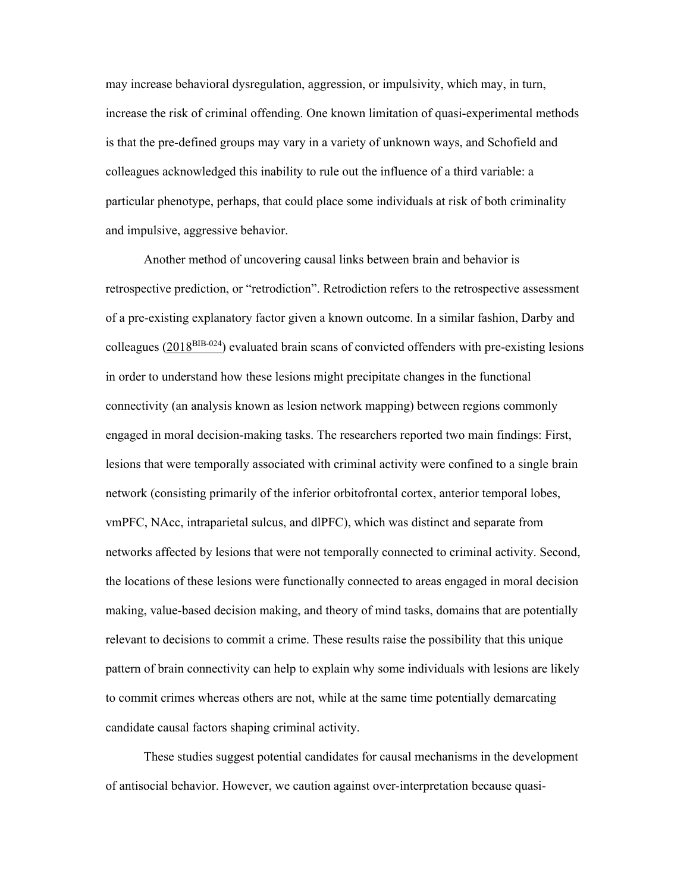may increase behavioral dysregulation, aggression, or impulsivity, which may, in turn, increase the risk of criminal offending. One known limitation of quasi-experimental methods is that the pre-defined groups may vary in a variety of unknown ways, and Schofield and colleagues acknowledged this inability to rule out the influence of a third variable: a particular phenotype, perhaps, that could place some individuals at risk of both criminality and impulsive, aggressive behavior.

Another method of uncovering causal links between brain and behavior is retrospective prediction, or "retrodiction". Retrodiction refers to the retrospective assessment of a pre-existing explanatory factor given a known outcome. In a similar fashion, Darby and colleagues (2018[BIB-024]) evaluated brain scans of convicted offenders with pre-existing lesions in order to understand how these lesions might precipitate changes in the functional connectivity (an analysis known as lesion network mapping) between regions commonly engaged in moral decision-making tasks. The researchers reported two main findings: First, lesions that were temporally associated with criminal activity were confined to a single brain network (consisting primarily of the inferior orbitofrontal cortex, anterior temporal lobes, vmPFC, NAcc, intraparietal sulcus, and dlPFC), which was distinct and separate from networks affected by lesions that were not temporally connected to criminal activity. Second, the locations of these lesions were functionally connected to areas engaged in moral decision making, value-based decision making, and theory of mind tasks, domains that are potentially relevant to decisions to commit a crime. These results raise the possibility that this unique pattern of brain connectivity can help to explain why some individuals with lesions are likely to commit crimes whereas others are not, while at the same time potentially demarcating candidate causal factors shaping criminal activity.

These studies suggest potential candidates for causal mechanisms in the development of antisocial behavior. However, we caution against over-interpretation because quasi-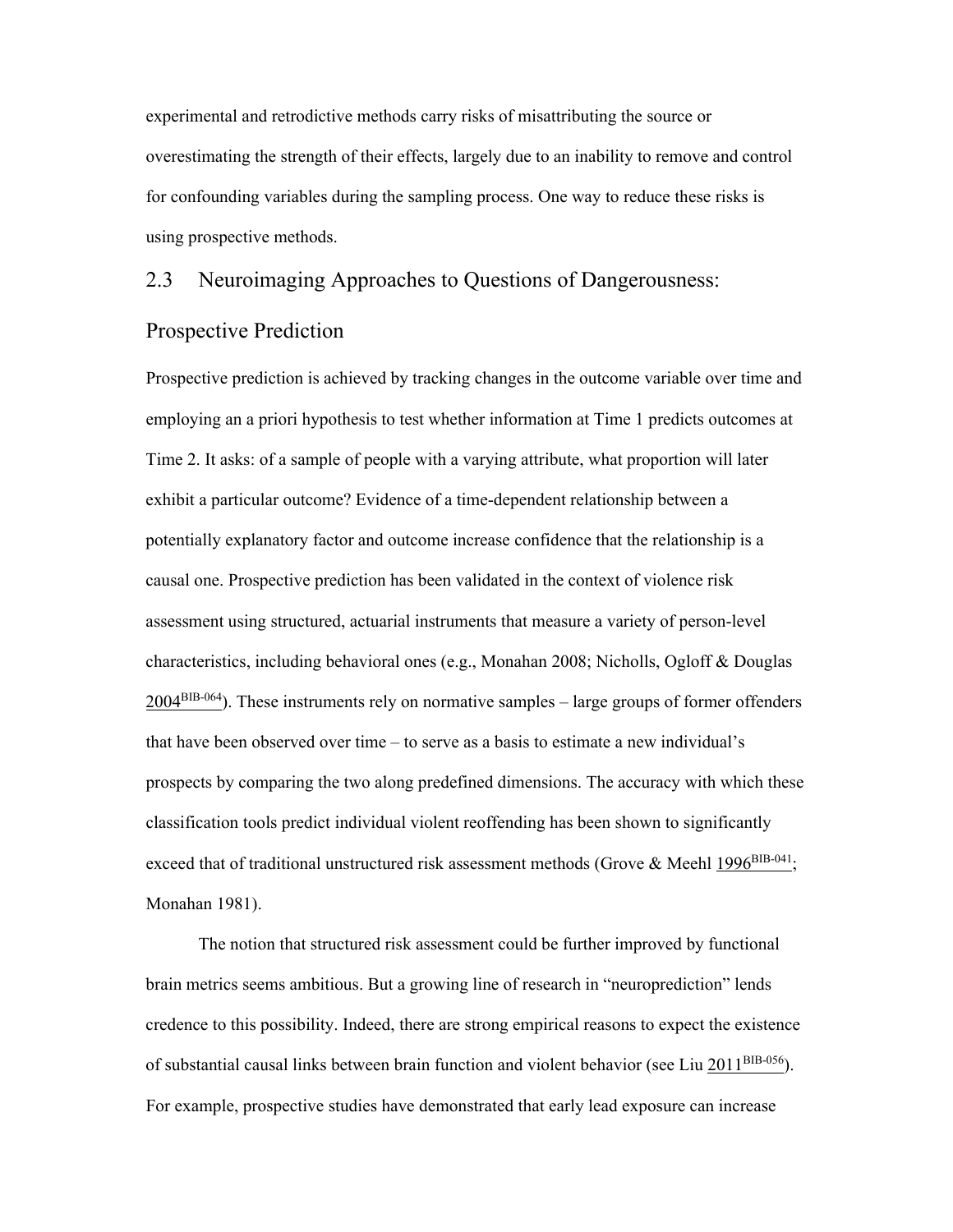experimental and retrodictive methods carry risks of misattributing the source or overestimating the strength of their effects, largely due to an inability to remove and control for confounding variables during the sampling process. One way to reduce these risks is using prospective methods.

## 2.3 Neuroimaging Approaches to Questions of Dangerousness: Prospective Prediction

Prospective prediction is achieved by tracking changes in the outcome variable over time and employing an a priori hypothesis to test whether information at Time 1 predicts outcomes at Time 2. It asks: of a sample of people with a varying attribute, what proportion will later exhibit a particular outcome? Evidence of a time-dependent relationship between a potentially explanatory factor and outcome increase confidence that the relationship is a causal one. Prospective prediction has been validated in the context of violence risk assessment using structured, actuarial instruments that measure a variety of person-level characteristics, including behavioral ones (e.g., Monahan 2008; Nicholls, Ogloff & Douglas 2004[BIB-064]). These instruments rely on normative samples – large groups of former offenders that have been observed over time – to serve as a basis to estimate a new individual's prospects by comparing the two along predefined dimensions. The accuracy with which these classification tools predict individual violent reoffending has been shown to significantly exceed that of traditional unstructured risk assessment methods (Grove & Meehl 1996[BIB-041]; Monahan 1981).

The notion that structured risk assessment could be further improved by functional brain metrics seems ambitious. But a growing line of research in "neuroprediction" lends credence to this possibility. Indeed, there are strong empirical reasons to expect the existence of substantial causal links between brain function and violent behavior (see Liu 2011[BIB-056]). For example, prospective studies have demonstrated that early lead exposure can increase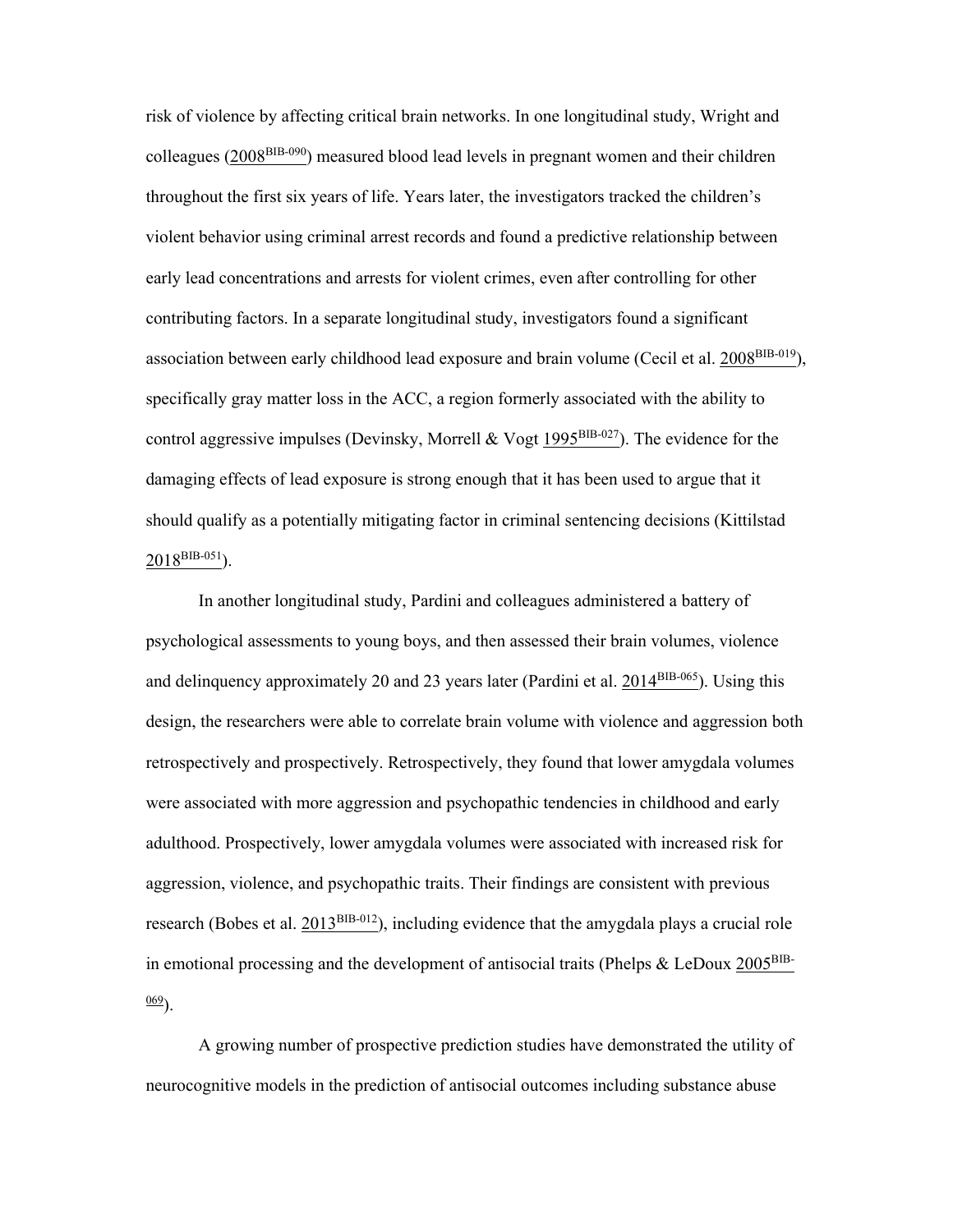risk of violence by affecting critical brain networks. In one longitudinal study, Wright and colleagues (2008[BIB-090]) measured blood lead levels in pregnant women and their children throughout the first six years of life. Years later, the investigators tracked the children's violent behavior using criminal arrest records and found a predictive relationship between early lead concentrations and arrests for violent crimes, even after controlling for other contributing factors. In a separate longitudinal study, investigators found a significant association between early childhood lead exposure and brain volume (Cecil et al. 2008[BIB-019]), specifically gray matter loss in the ACC, a region formerly associated with the ability to control aggressive impulses (Devinsky, Morrell & Vogt 1995[BIB-027]). The evidence for the damaging effects of lead exposure is strong enough that it has been used to argue that it should qualify as a potentially mitigating factor in criminal sentencing decisions (Kittilstad 2018[BIB-051]).

In another longitudinal study, Pardini and colleagues administered a battery of psychological assessments to young boys, and then assessed their brain volumes, violence and delinquency approximately 20 and 23 years later (Pardini et al. 2014[BIB-065]). Using this design, the researchers were able to correlate brain volume with violence and aggression both retrospectively and prospectively. Retrospectively, they found that lower amygdala volumes were associated with more aggression and psychopathic tendencies in childhood and early adulthood. Prospectively, lower amygdala volumes were associated with increased risk for aggression, violence, and psychopathic traits. Their findings are consistent with previous research (Bobes et al. 2013[BIB-012]), including evidence that the amygdala plays a crucial role in emotional processing and the development of antisocial traits (Phelps & LeDoux 2005[BIB-069]).

A growing number of prospective prediction studies have demonstrated the utility of neurocognitive models in the prediction of antisocial outcomes including substance abuse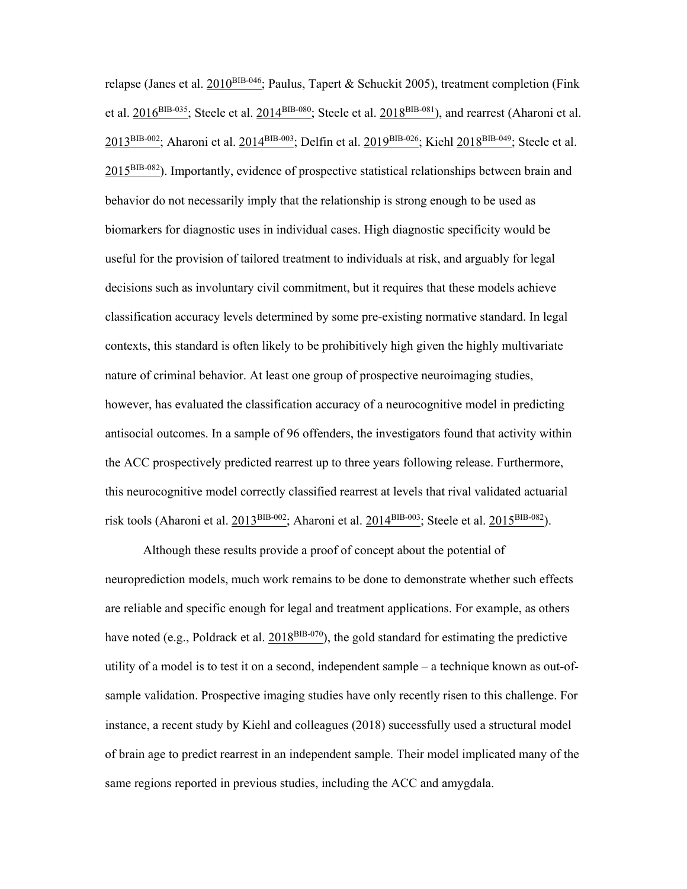relapse (Janes et al. 2010[BIB-046]; Paulus, Tapert & Schuckit 2005), treatment completion (Fink et al. 2016[BIB-035]; Steele et al. 2014[BIB-080]; Steele et al. 2018[BIB-081]), and rearrest (Aharoni et al. 2013[BIB-002]; Aharoni et al. 2014[BIB-003]; Delfin et al. 2019[BIB-026]; Kiehl 2018[BIB-049]; Steele et al. 2015[BIB-082]). Importantly, evidence of prospective statistical relationships between brain and behavior do not necessarily imply that the relationship is strong enough to be used as biomarkers for diagnostic uses in individual cases. High diagnostic specificity would be useful for the provision of tailored treatment to individuals at risk, and arguably for legal decisions such as involuntary civil commitment, but it requires that these models achieve classification accuracy levels determined by some pre-existing normative standard. In legal contexts, this standard is often likely to be prohibitively high given the highly multivariate nature of criminal behavior. At least one group of prospective neuroimaging studies, however, has evaluated the classification accuracy of a neurocognitive model in predicting antisocial outcomes. In a sample of 96 offenders, the investigators found that activity within the ACC prospectively predicted rearrest up to three years following release. Furthermore, this neurocognitive model correctly classified rearrest at levels that rival validated actuarial risk tools (Aharoni et al. 2013[BIB-002]; Aharoni et al. 2014[BIB-003]; Steele et al. 2015[BIB-082]).

Although these results provide a proof of concept about the potential of neuroprediction models, much work remains to be done to demonstrate whether such effects are reliable and specific enough for legal and treatment applications. For example, as others have noted (e.g., Poldrack et al. 2018[BIB-070]), the gold standard for estimating the predictive utility of a model is to test it on a second, independent sample – a technique known as out-of-sample validation. Prospective imaging studies have only recently risen to this challenge. For instance, a recent study by Kiehl and colleagues (2018) successfully used a structural model of brain age to predict rearrest in an independent sample. Their model implicated many of the same regions reported in previous studies, including the ACC and amygdala.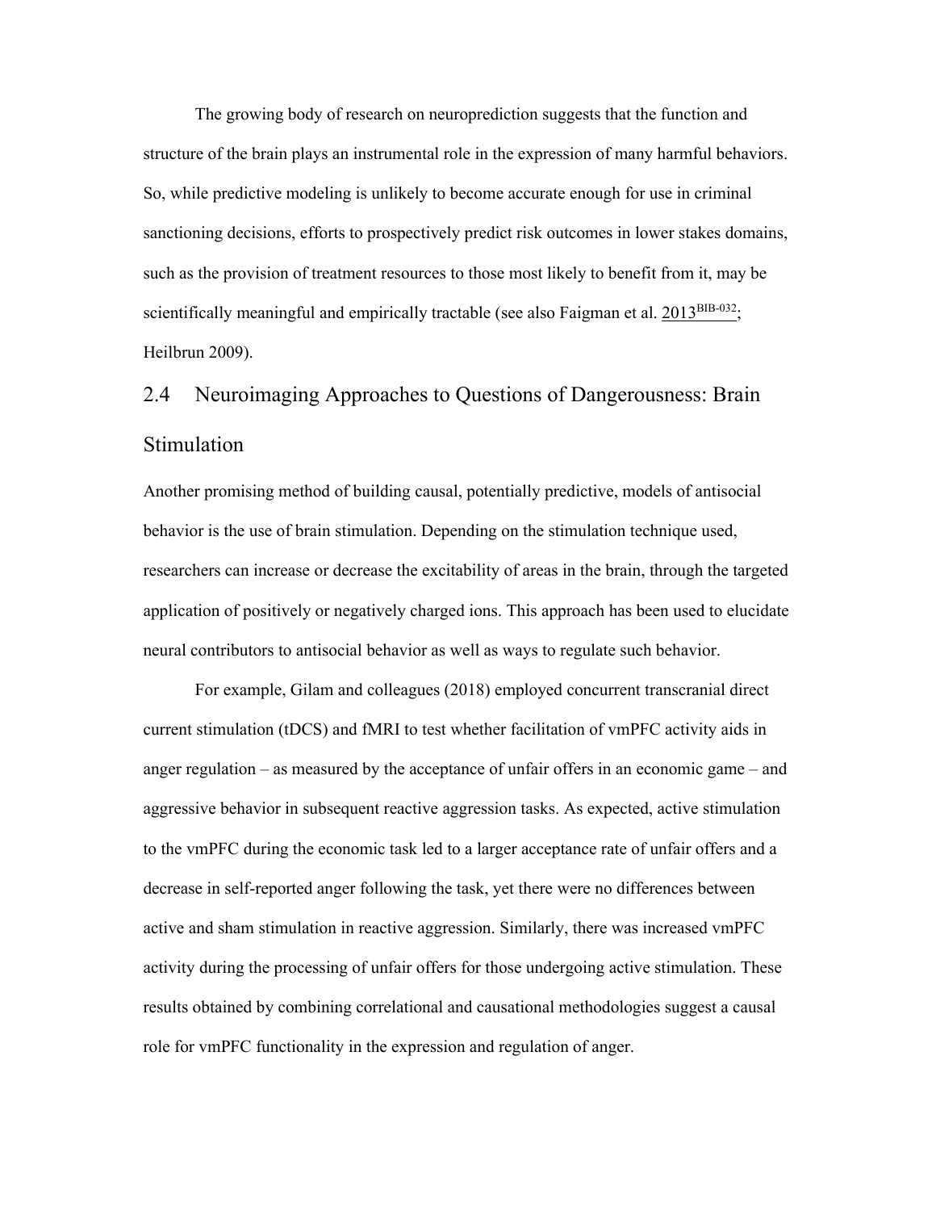The growing body of research on neuroprediction suggests that the function and structure of the brain plays an instrumental role in the expression of many harmful behaviors. So, while predictive modeling is unlikely to become accurate enough for use in criminal sanctioning decisions, efforts to prospectively predict risk outcomes in lower stakes domains, such as the provision of treatment resources to those most likely to benefit from it, may be scientifically meaningful and empirically tractable (see also Faigman et al. 2013[BIB-032]; Heilbrun 2009).

## 2.4 Neuroimaging Approaches to Questions of Dangerousness: Brain Stimulation

Another promising method of building causal, potentially predictive, models of antisocial behavior is the use of brain stimulation. Depending on the stimulation technique used, researchers can increase or decrease the excitability of areas in the brain, through the targeted application of positively or negatively charged ions. This approach has been used to elucidate neural contributors to antisocial behavior as well as ways to regulate such behavior.

For example, Gilam and colleagues (2018) employed concurrent transcranial direct current stimulation (tDCS) and fMRI to test whether facilitation of vmPFC activity aids in anger regulation – as measured by the acceptance of unfair offers in an economic game – and aggressive behavior in subsequent reactive aggression tasks. As expected, active stimulation to the vmPFC during the economic task led to a larger acceptance rate of unfair offers and a decrease in self-reported anger following the task, yet there were no differences between active and sham stimulation in reactive aggression. Similarly, there was increased vmPFC activity during the processing of unfair offers for those undergoing active stimulation. These results obtained by combining correlational and causational methodologies suggest a causal role for vmPFC functionality in the expression and regulation of anger.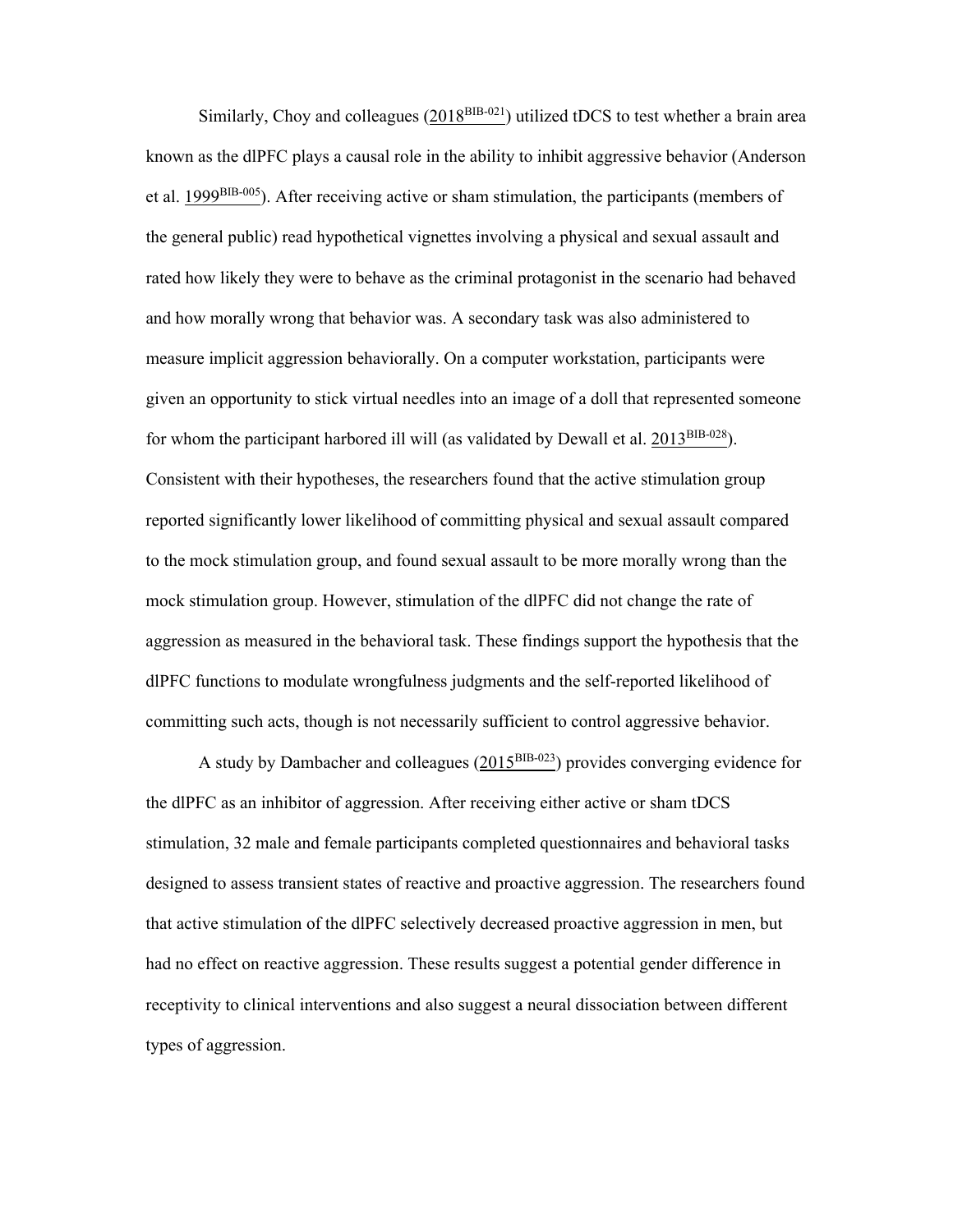Similarly, Choy and colleagues (2018[BIB-021]) utilized tDCS to test whether a brain area known as the dlPFC plays a causal role in the ability to inhibit aggressive behavior (Anderson et al. 1999[BIB-005]). After receiving active or sham stimulation, the participants (members of the general public) read hypothetical vignettes involving a physical and sexual assault and rated how likely they were to behave as the criminal protagonist in the scenario had behaved and how morally wrong that behavior was. A secondary task was also administered to measure implicit aggression behaviorally. On a computer workstation, participants were given an opportunity to stick virtual needles into an image of a doll that represented someone for whom the participant harbored ill will (as validated by Dewall et al. 2013[BIB-028]). Consistent with their hypotheses, the researchers found that the active stimulation group reported significantly lower likelihood of committing physical and sexual assault compared to the mock stimulation group, and found sexual assault to be more morally wrong than the mock stimulation group. However, stimulation of the dlPFC did not change the rate of aggression as measured in the behavioral task. These findings support the hypothesis that the dlPFC functions to modulate wrongfulness judgments and the self-reported likelihood of committing such acts, though is not necessarily sufficient to control aggressive behavior.

A study by Dambacher and colleagues (2015[BIB-023]) provides converging evidence for the dlPFC as an inhibitor of aggression. After receiving either active or sham tDCS stimulation, 32 male and female participants completed questionnaires and behavioral tasks designed to assess transient states of reactive and proactive aggression. The researchers found that active stimulation of the dlPFC selectively decreased proactive aggression in men, but had no effect on reactive aggression. These results suggest a potential gender difference in receptivity to clinical interventions and also suggest a neural dissociation between different types of aggression.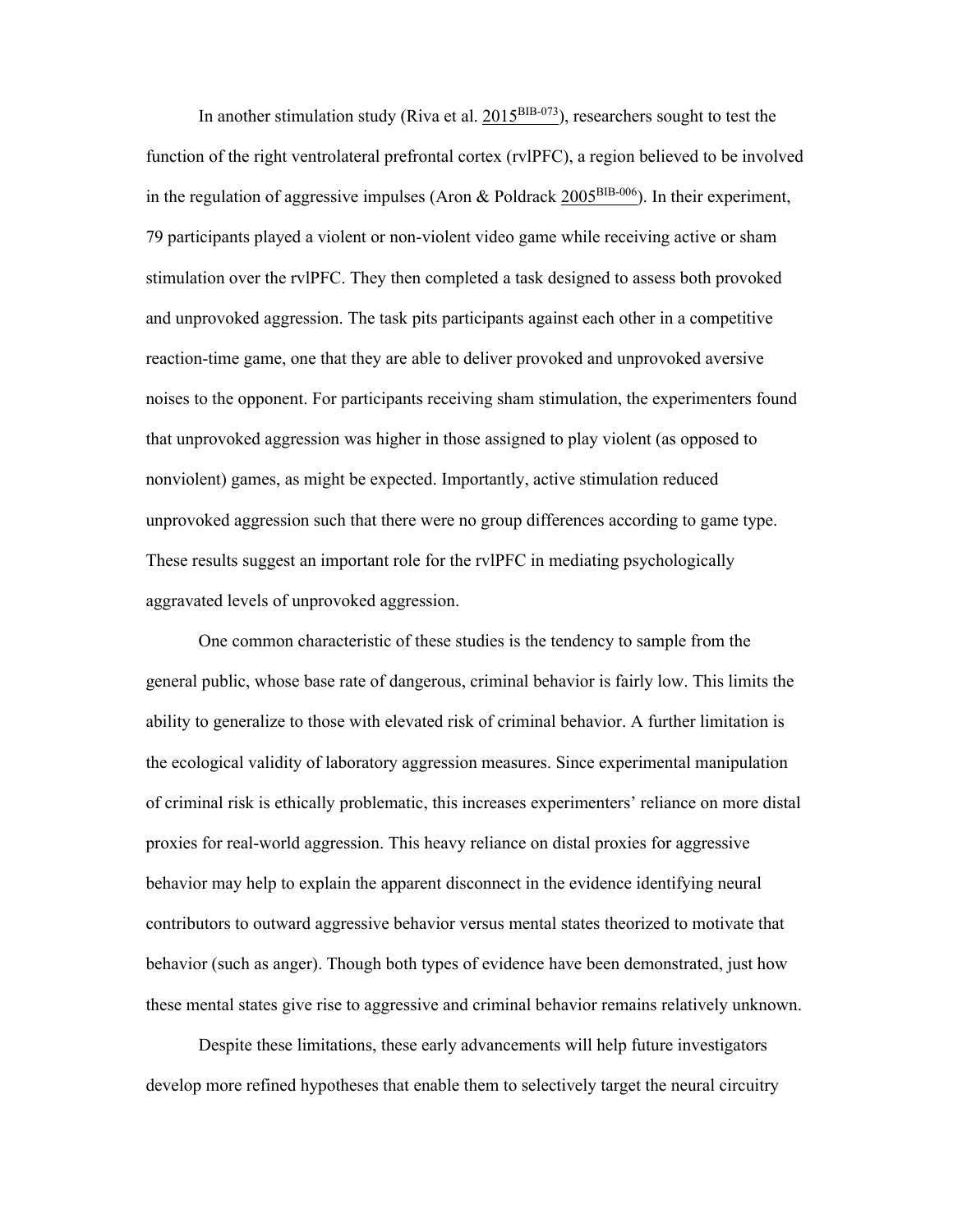In another stimulation study (Riva et al. 2015[BIB-073]), researchers sought to test the function of the right ventrolateral prefrontal cortex (rvlPFC), a region believed to be involved in the regulation of aggressive impulses (Aron & Poldrack 2005[BIB-006]). In their experiment, 79 participants played a violent or non-violent video game while receiving active or sham stimulation over the rvlPFC. They then completed a task designed to assess both provoked and unprovoked aggression. The task pits participants against each other in a competitive reaction-time game, one that they are able to deliver provoked and unprovoked aversive noises to the opponent. For participants receiving sham stimulation, the experimenters found that unprovoked aggression was higher in those assigned to play violent (as opposed to nonviolent) games, as might be expected. Importantly, active stimulation reduced unprovoked aggression such that there were no group differences according to game type. These results suggest an important role for the rvlPFC in mediating psychologically aggravated levels of unprovoked aggression.

One common characteristic of these studies is the tendency to sample from the general public, whose base rate of dangerous, criminal behavior is fairly low. This limits the ability to generalize to those with elevated risk of criminal behavior. A further limitation is the ecological validity of laboratory aggression measures. Since experimental manipulation of criminal risk is ethically problematic, this increases experimenters' reliance on more distal proxies for real-world aggression. This heavy reliance on distal proxies for aggressive behavior may help to explain the apparent disconnect in the evidence identifying neural contributors to outward aggressive behavior versus mental states theorized to motivate that behavior (such as anger). Though both types of evidence have been demonstrated, just how these mental states give rise to aggressive and criminal behavior remains relatively unknown.

Despite these limitations, these early advancements will help future investigators develop more refined hypotheses that enable them to selectively target the neural circuitry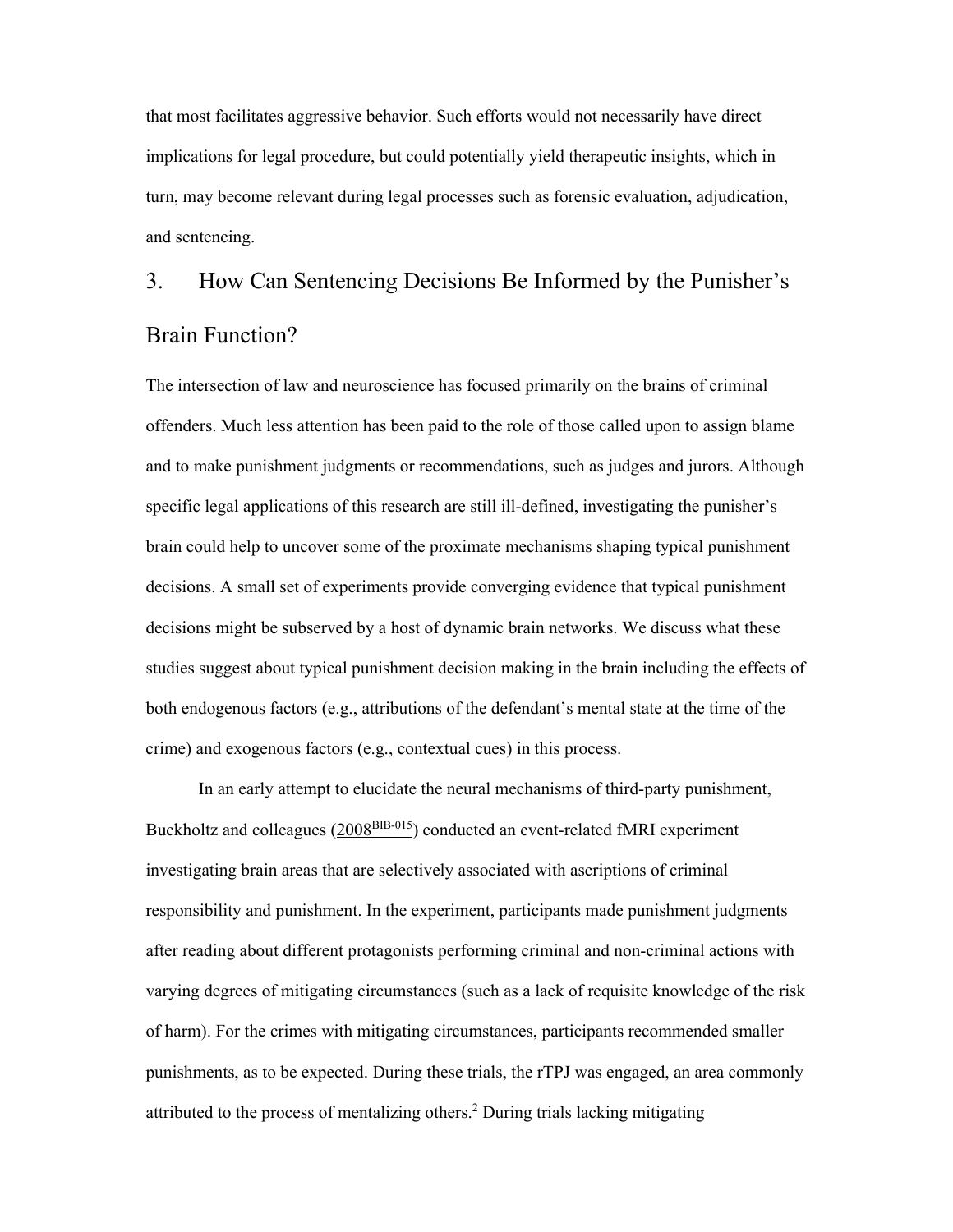that most facilitates aggressive behavior. Such efforts would not necessarily have direct implications for legal procedure, but could potentially yield therapeutic insights, which in turn, may become relevant during legal processes such as forensic evaluation, adjudication, and sentencing.

## 3. How Can Sentencing Decisions Be Informed by the Punisher's Brain Function?

The intersection of law and neuroscience has focused primarily on the brains of criminal offenders. Much less attention has been paid to the role of those called upon to assign blame and to make punishment judgments or recommendations, such as judges and jurors. Although specific legal applications of this research are still ill-defined, investigating the punisher's brain could help to uncover some of the proximate mechanisms shaping typical punishment decisions. A small set of experiments provide converging evidence that typical punishment decisions might be subserved by a host of dynamic brain networks. We discuss what these studies suggest about typical punishment decision making in the brain including the effects of both endogenous factors (e.g., attributions of the defendant's mental state at the time of the crime) and exogenous factors (e.g., contextual cues) in this process.

In an early attempt to elucidate the neural mechanisms of third-party punishment, Buckholtz and colleagues (2008[BIB-015]) conducted an event-related fMRI experiment investigating brain areas that are selectively associated with ascriptions of criminal responsibility and punishment. In the experiment, participants made punishment judgments after reading about different protagonists performing criminal and non-criminal actions with varying degrees of mitigating circumstances (such as a lack of requisite knowledge of the risk of harm). For the crimes with mitigating circumstances, participants recommended smaller punishments, as to be expected. During these trials, the rTPJ was engaged, an area commonly attributed to the process of mentalizing others.[2] During trials lacking mitigating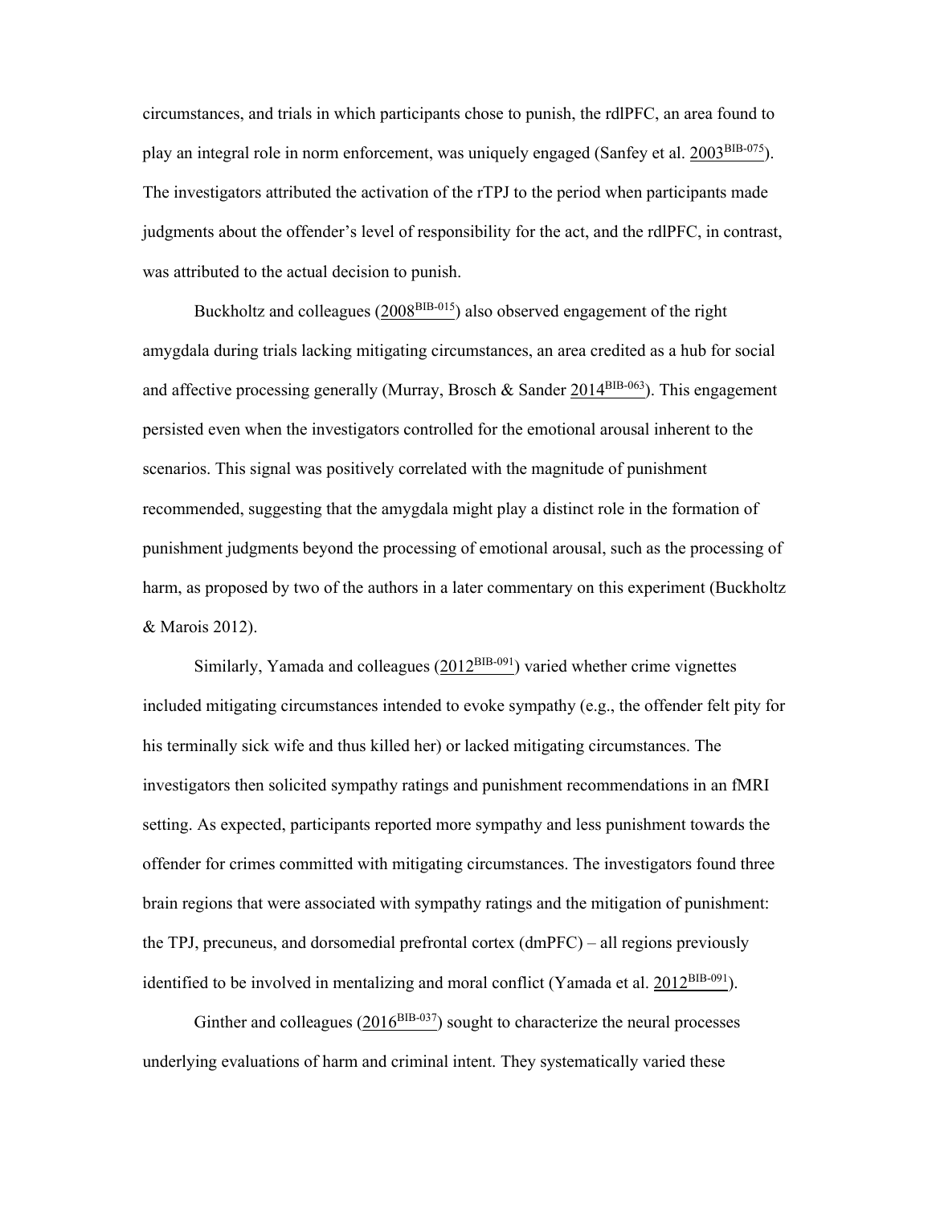circumstances, and trials in which participants chose to punish, the rdlPFC, an area found to play an integral role in norm enforcement, was uniquely engaged (Sanfey et al. 2003[BIB-075]). The investigators attributed the activation of the rTPJ to the period when participants made judgments about the offender's level of responsibility for the act, and the rdlPFC, in contrast, was attributed to the actual decision to punish.

Buckholtz and colleagues (2008[BIB-015]) also observed engagement of the right amygdala during trials lacking mitigating circumstances, an area credited as a hub for social and affective processing generally (Murray, Brosch & Sander 2014[BIB-063]). This engagement persisted even when the investigators controlled for the emotional arousal inherent to the scenarios. This signal was positively correlated with the magnitude of punishment recommended, suggesting that the amygdala might play a distinct role in the formation of punishment judgments beyond the processing of emotional arousal, such as the processing of harm, as proposed by two of the authors in a later commentary on this experiment (Buckholtz & Marois 2012).

Similarly, Yamada and colleagues (2012[BIB-091]) varied whether crime vignettes included mitigating circumstances intended to evoke sympathy (e.g., the offender felt pity for his terminally sick wife and thus killed her) or lacked mitigating circumstances. The investigators then solicited sympathy ratings and punishment recommendations in an fMRI setting. As expected, participants reported more sympathy and less punishment towards the offender for crimes committed with mitigating circumstances. The investigators found three brain regions that were associated with sympathy ratings and the mitigation of punishment: the TPJ, precuneus, and dorsomedial prefrontal cortex (dmPFC) – all regions previously identified to be involved in mentalizing and moral conflict (Yamada et al. 2012[BIB-091]).

Ginther and colleagues (2016[BIB-037]) sought to characterize the neural processes underlying evaluations of harm and criminal intent. They systematically varied these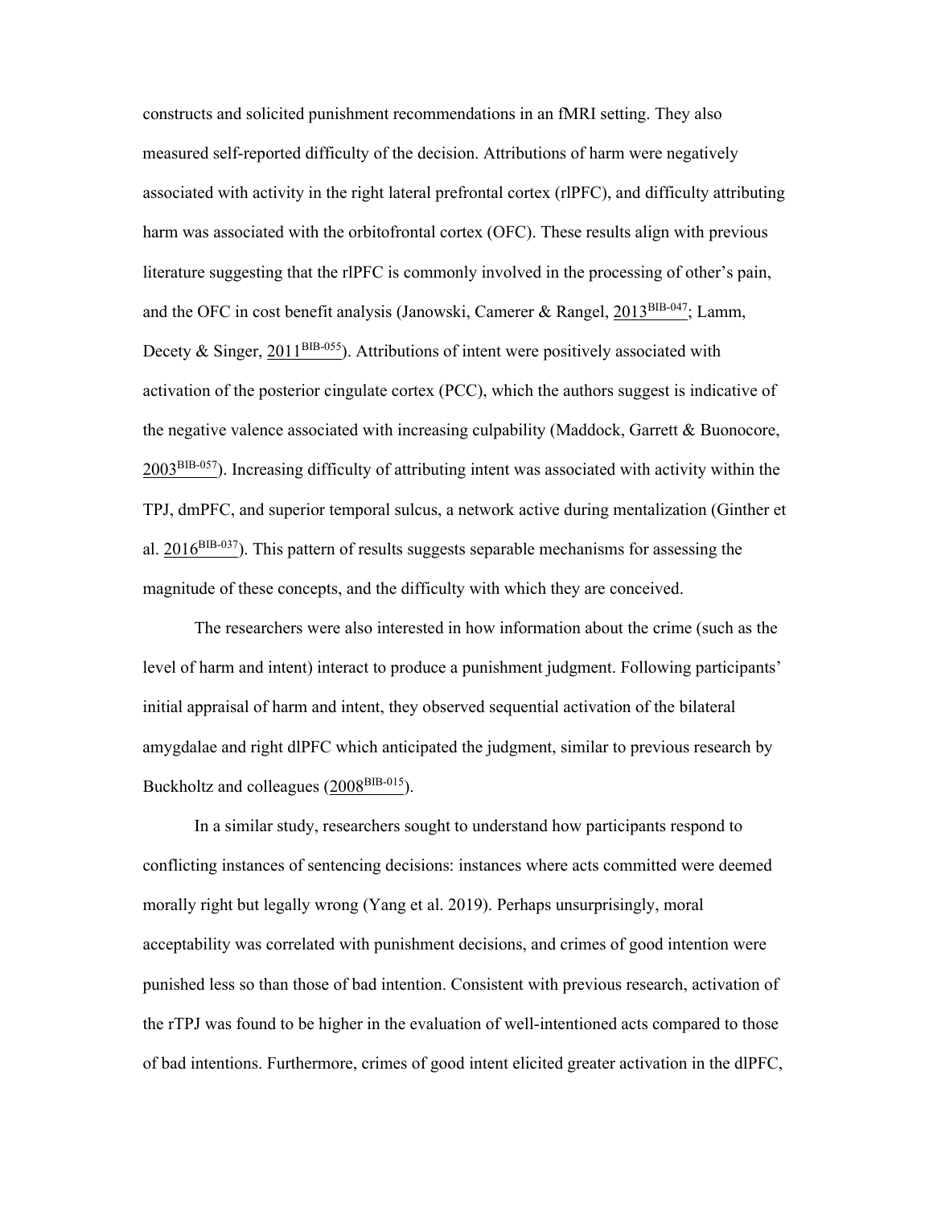constructs and solicited punishment recommendations in an fMRI setting. They also measured self-reported difficulty of the decision. Attributions of harm were negatively associated with activity in the right lateral prefrontal cortex (rlPFC), and difficulty attributing harm was associated with the orbitofrontal cortex (OFC). These results align with previous literature suggesting that the rlPFC is commonly involved in the processing of other's pain, and the OFC in cost benefit analysis (Janowski, Camerer & Rangel, 2013[BIB-047]; Lamm, Decety & Singer, 2011[BIB-055]). Attributions of intent were positively associated with activation of the posterior cingulate cortex (PCC), which the authors suggest is indicative of the negative valence associated with increasing culpability (Maddock, Garrett & Buonocore, 2003[BIB-057]). Increasing difficulty of attributing intent was associated with activity within the TPJ, dmPFC, and superior temporal sulcus, a network active during mentalization (Ginther et al. 2016[BIB-037]). This pattern of results suggests separable mechanisms for assessing the magnitude of these concepts, and the difficulty with which they are conceived.

The researchers were also interested in how information about the crime (such as the level of harm and intent) interact to produce a punishment judgment. Following participants' initial appraisal of harm and intent, they observed sequential activation of the bilateral amygdalae and right dlPFC which anticipated the judgment, similar to previous research by Buckholtz and colleagues (2008[BIB-015]).

In a similar study, researchers sought to understand how participants respond to conflicting instances of sentencing decisions: instances where acts committed were deemed morally right but legally wrong (Yang et al. 2019). Perhaps unsurprisingly, moral acceptability was correlated with punishment decisions, and crimes of good intention were punished less so than those of bad intention. Consistent with previous research, activation of the rTPJ was found to be higher in the evaluation of well-intentioned acts compared to those of bad intentions. Furthermore, crimes of good intent elicited greater activation in the dlPFC,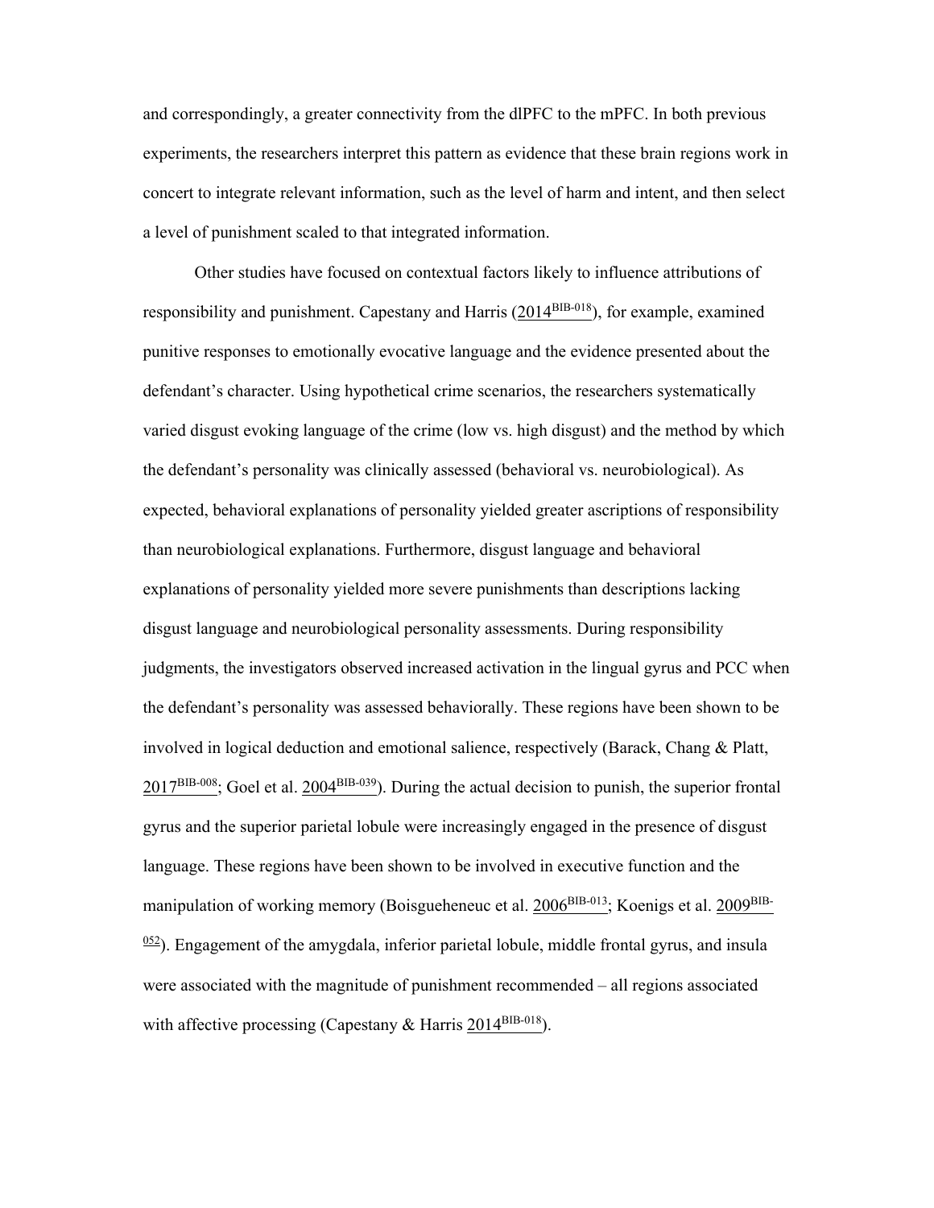and correspondingly, a greater connectivity from the dlPFC to the mPFC. In both previous experiments, the researchers interpret this pattern as evidence that these brain regions work in concert to integrate relevant information, such as the level of harm and intent, and then select a level of punishment scaled to that integrated information.

Other studies have focused on contextual factors likely to influence attributions of responsibility and punishment. Capestany and Harris (2014[BIB-018]), for example, examined punitive responses to emotionally evocative language and the evidence presented about the defendant's character. Using hypothetical crime scenarios, the researchers systematically varied disgust evoking language of the crime (low vs. high disgust) and the method by which the defendant's personality was clinically assessed (behavioral vs. neurobiological). As expected, behavioral explanations of personality yielded greater ascriptions of responsibility than neurobiological explanations. Furthermore, disgust language and behavioral explanations of personality yielded more severe punishments than descriptions lacking disgust language and neurobiological personality assessments. During responsibility judgments, the investigators observed increased activation in the lingual gyrus and PCC when the defendant's personality was assessed behaviorally. These regions have been shown to be involved in logical deduction and emotional salience, respectively (Barack, Chang & Platt, 2017[BIB-008]; Goel et al. 2004[BIB-039]). During the actual decision to punish, the superior frontal gyrus and the superior parietal lobule were increasingly engaged in the presence of disgust language. These regions have been shown to be involved in executive function and the manipulation of working memory (Boisgueheneuc et al. 2006[BIB-013]; Koenigs et al. 2009[BIB-052]). Engagement of the amygdala, inferior parietal lobule, middle frontal gyrus, and insula were associated with the magnitude of punishment recommended – all regions associated with affective processing (Capestany & Harris 2014[BIB-018]).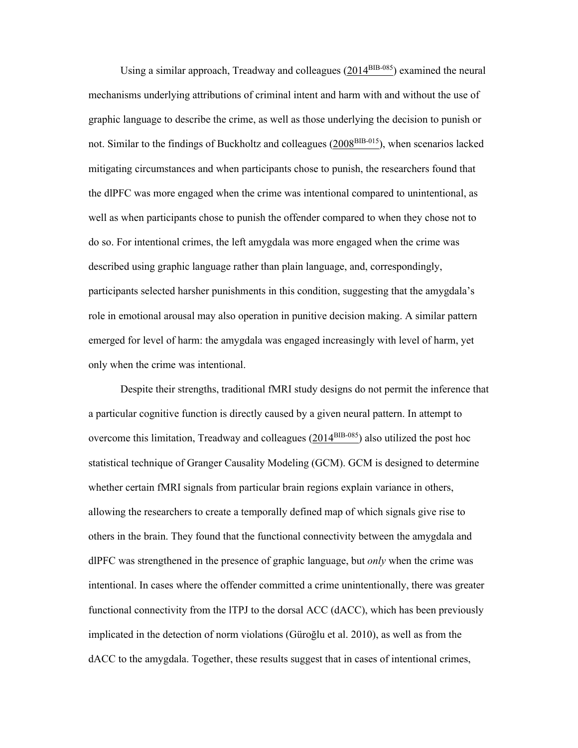Using a similar approach, Treadway and colleagues (2014[BIB-085]) examined the neural mechanisms underlying attributions of criminal intent and harm with and without the use of graphic language to describe the crime, as well as those underlying the decision to punish or not. Similar to the findings of Buckholtz and colleagues (2008[BIB-015]), when scenarios lacked mitigating circumstances and when participants chose to punish, the researchers found that the dlPFC was more engaged when the crime was intentional compared to unintentional, as well as when participants chose to punish the offender compared to when they chose not to do so. For intentional crimes, the left amygdala was more engaged when the crime was described using graphic language rather than plain language, and, correspondingly, participants selected harsher punishments in this condition, suggesting that the amygdala's role in emotional arousal may also operation in punitive decision making. A similar pattern emerged for level of harm: the amygdala was engaged increasingly with level of harm, yet only when the crime was intentional.

Despite their strengths, traditional fMRI study designs do not permit the inference that a particular cognitive function is directly caused by a given neural pattern. In attempt to overcome this limitation, Treadway and colleagues (2014[BIB-085]) also utilized the post hoc statistical technique of Granger Causality Modeling (GCM). GCM is designed to determine whether certain fMRI signals from particular brain regions explain variance in others, allowing the researchers to create a temporally defined map of which signals give rise to others in the brain. They found that the functional connectivity between the amygdala and dlPFC was strengthened in the presence of graphic language, but *only* when the crime was intentional. In cases where the offender committed a crime unintentionally, there was greater functional connectivity from the lTPJ to the dorsal ACC (dACC), which has been previously implicated in the detection of norm violations (Güroğlu et al. 2010), as well as from the dACC to the amygdala. Together, these results suggest that in cases of intentional crimes,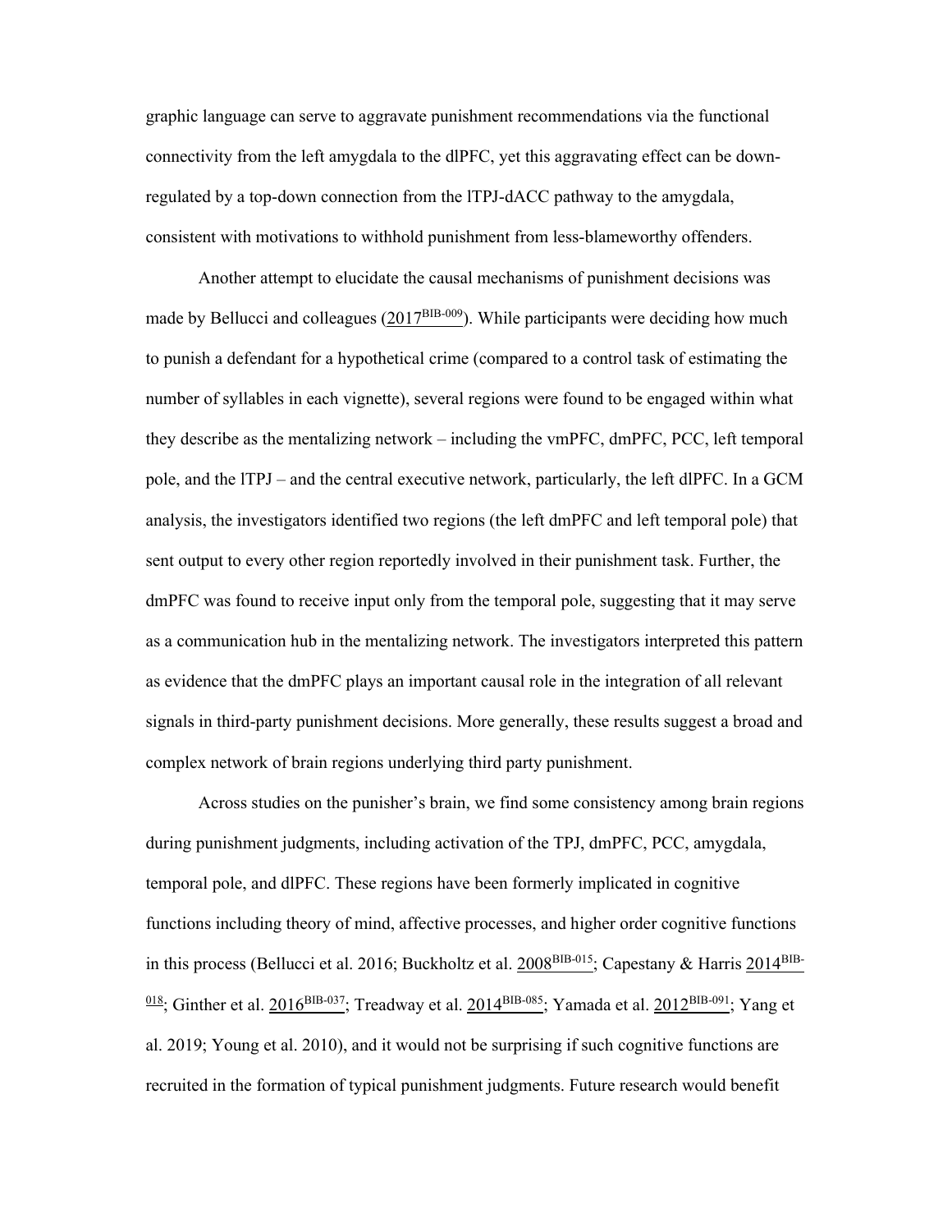graphic language can serve to aggravate punishment recommendations via the functional connectivity from the left amygdala to the dlPFC, yet this aggravating effect can be down-regulated by a top-down connection from the lTPJ-dACC pathway to the amygdala, consistent with motivations to withhold punishment from less-blameworthy offenders.

Another attempt to elucidate the causal mechanisms of punishment decisions was made by Bellucci and colleagues (2017[BIB-009]). While participants were deciding how much to punish a defendant for a hypothetical crime (compared to a control task of estimating the number of syllables in each vignette), several regions were found to be engaged within what they describe as the mentalizing network – including the vmPFC, dmPFC, PCC, left temporal pole, and the lTPJ – and the central executive network, particularly, the left dlPFC. In a GCM analysis, the investigators identified two regions (the left dmPFC and left temporal pole) that sent output to every other region reportedly involved in their punishment task. Further, the dmPFC was found to receive input only from the temporal pole, suggesting that it may serve as a communication hub in the mentalizing network. The investigators interpreted this pattern as evidence that the dmPFC plays an important causal role in the integration of all relevant signals in third-party punishment decisions. More generally, these results suggest a broad and complex network of brain regions underlying third party punishment.

Across studies on the punisher's brain, we find some consistency among brain regions during punishment judgments, including activation of the TPJ, dmPFC, PCC, amygdala, temporal pole, and dlPFC. These regions have been formerly implicated in cognitive functions including theory of mind, affective processes, and higher order cognitive functions in this process (Bellucci et al. 2016; Buckholtz et al. 2008[BIB-015]; Capestany & Harris 2014[BIB-018]; Ginther et al. 2016[BIB-037]; Treadway et al. 2014[BIB-085]; Yamada et al. 2012[BIB-091]; Yang et al. 2019; Young et al. 2010), and it would not be surprising if such cognitive functions are recruited in the formation of typical punishment judgments. Future research would benefit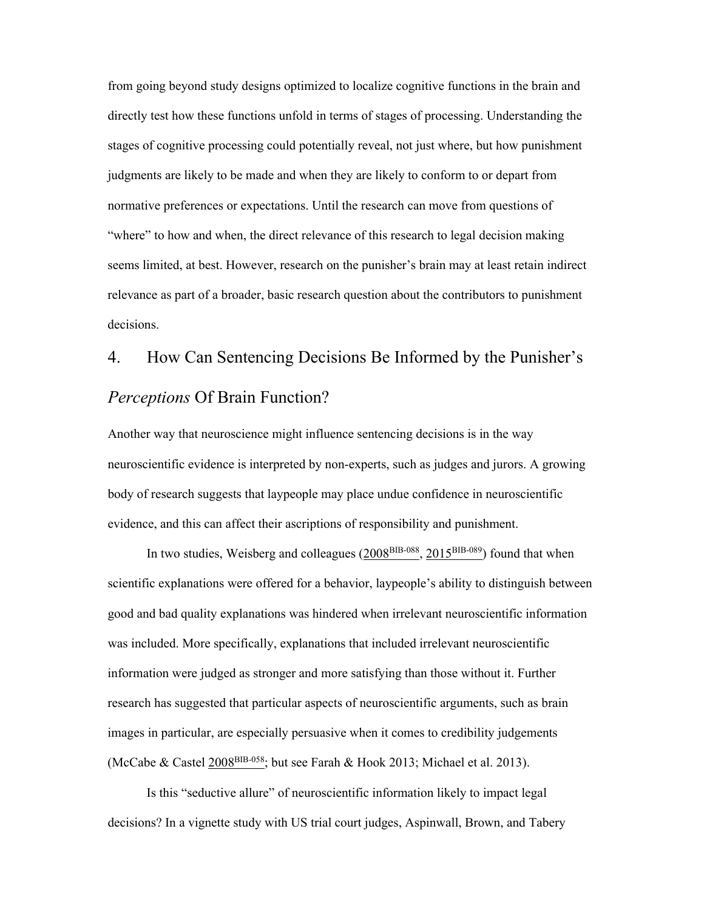from going beyond study designs optimized to localize cognitive functions in the brain and directly test how these functions unfold in terms of stages of processing. Understanding the stages of cognitive processing could potentially reveal, not just where, but how punishment judgments are likely to be made and when they are likely to conform to or depart from normative preferences or expectations. Until the research can move from questions of "where" to how and when, the direct relevance of this research to legal decision making seems limited, at best. However, research on the punisher's brain may at least retain indirect relevance as part of a broader, basic research question about the contributors to punishment decisions.

## 4. How Can Sentencing Decisions Be Informed by the Punisher's *Perceptions* Of Brain Function?

Another way that neuroscience might influence sentencing decisions is in the way neuroscientific evidence is interpreted by non-experts, such as judges and jurors. A growing body of research suggests that laypeople may place undue confidence in neuroscientific evidence, and this can affect their ascriptions of responsibility and punishment.

In two studies, Weisberg and colleagues (2008[BIB-088], 2015[BIB-089]) found that when scientific explanations were offered for a behavior, laypeople's ability to distinguish between good and bad quality explanations was hindered when irrelevant neuroscientific information was included. More specifically, explanations that included irrelevant neuroscientific information were judged as stronger and more satisfying than those without it. Further research has suggested that particular aspects of neuroscientific arguments, such as brain images in particular, are especially persuasive when it comes to credibility judgements (McCabe & Castel 2008[BIB-058]; but see Farah & Hook 2013; Michael et al. 2013).

Is this "seductive allure" of neuroscientific information likely to impact legal decisions? In a vignette study with US trial court judges, Aspinwall, Brown, and Tabery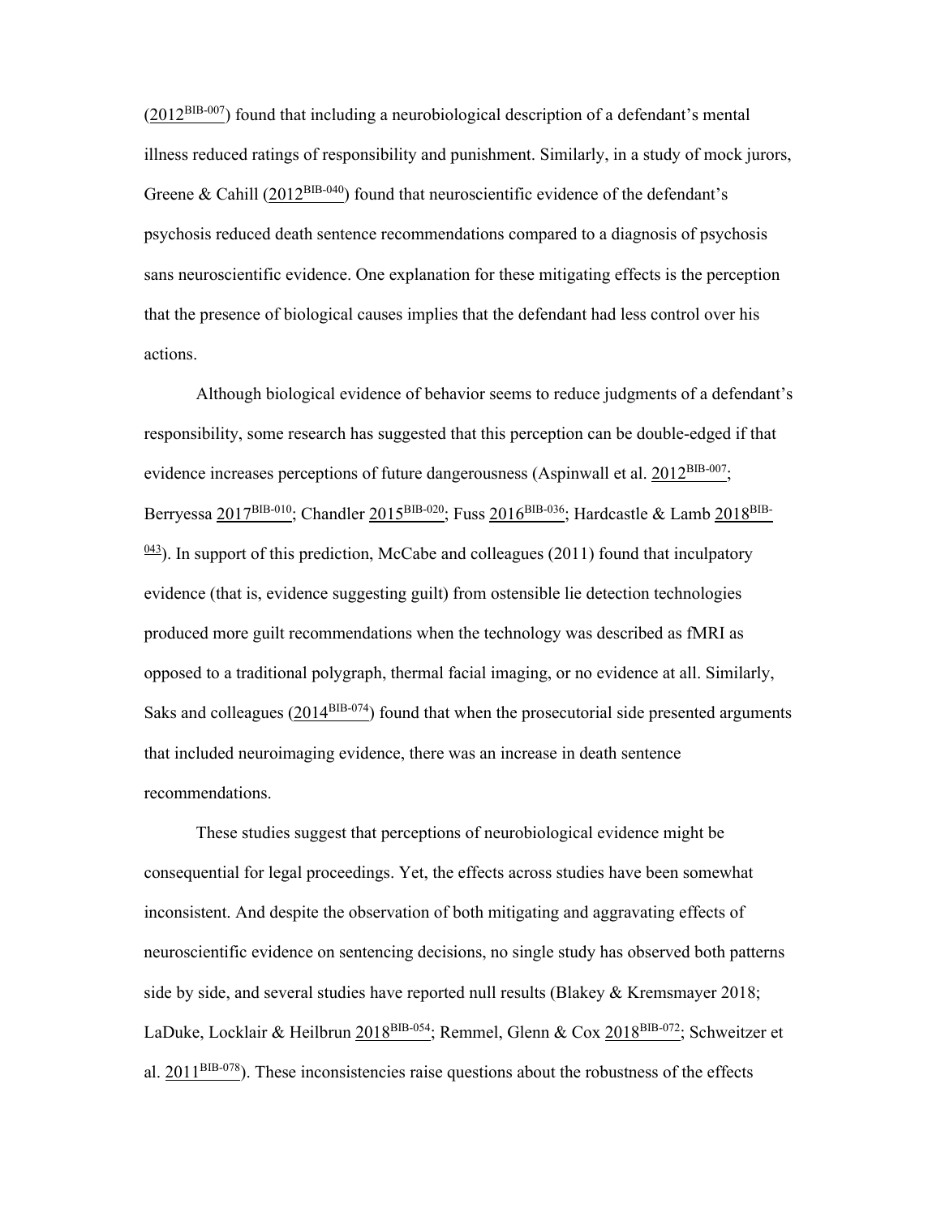(2012[BIB-007]) found that including a neurobiological description of a defendant's mental illness reduced ratings of responsibility and punishment. Similarly, in a study of mock jurors, Greene & Cahill (2012[BIB-040]) found that neuroscientific evidence of the defendant's psychosis reduced death sentence recommendations compared to a diagnosis of psychosis sans neuroscientific evidence. One explanation for these mitigating effects is the perception that the presence of biological causes implies that the defendant had less control over his actions.

Although biological evidence of behavior seems to reduce judgments of a defendant's responsibility, some research has suggested that this perception can be double-edged if that evidence increases perceptions of future dangerousness (Aspinwall et al. 2012[BIB-007]; Berryessa 2017[BIB-010]; Chandler 2015[BIB-020]; Fuss 2016[BIB-036]; Hardcastle & Lamb 2018[BIB-043]). In support of this prediction, McCabe and colleagues (2011) found that inculpatory evidence (that is, evidence suggesting guilt) from ostensible lie detection technologies produced more guilt recommendations when the technology was described as fMRI as opposed to a traditional polygraph, thermal facial imaging, or no evidence at all. Similarly, Saks and colleagues (2014[BIB-074]) found that when the prosecutorial side presented arguments that included neuroimaging evidence, there was an increase in death sentence recommendations.

These studies suggest that perceptions of neurobiological evidence might be consequential for legal proceedings. Yet, the effects across studies have been somewhat inconsistent. And despite the observation of both mitigating and aggravating effects of neuroscientific evidence on sentencing decisions, no single study has observed both patterns side by side, and several studies have reported null results (Blakey & Kremsmayer 2018; LaDuke, Locklair & Heilbrun 2018[BIB-054]; Remmel, Glenn & Cox 2018[BIB-072]; Schweitzer et al. 2011[BIB-078]). These inconsistencies raise questions about the robustness of the effects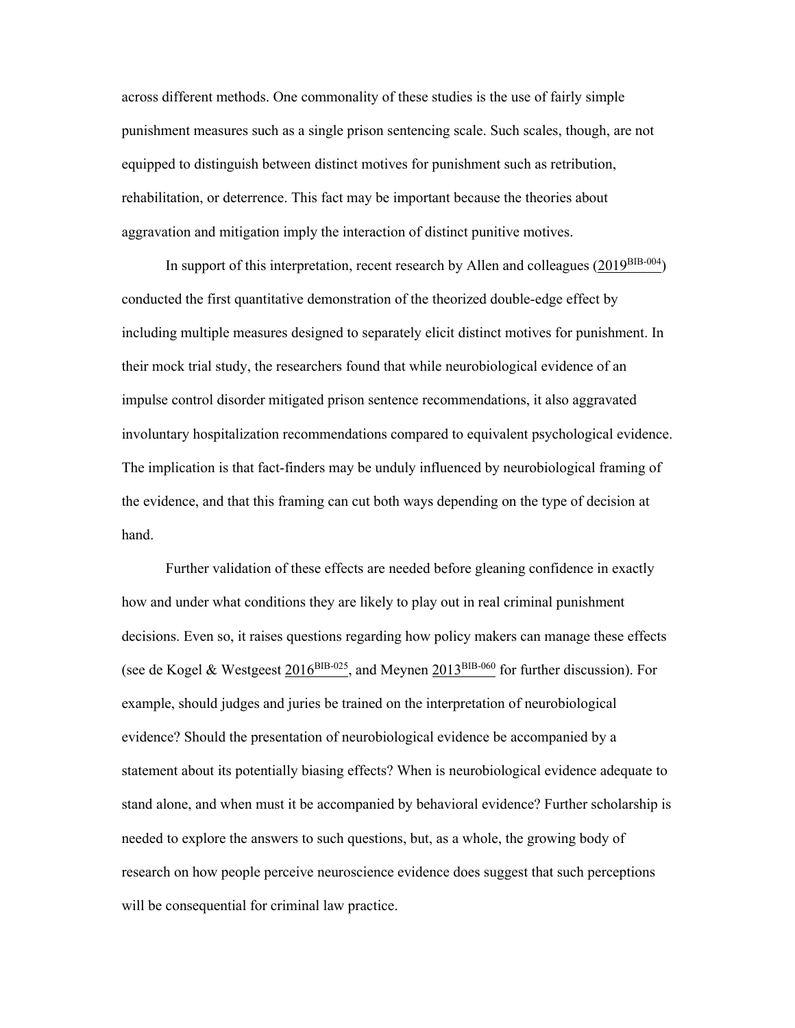across different methods. One commonality of these studies is the use of fairly simple punishment measures such as a single prison sentencing scale. Such scales, though, are not equipped to distinguish between distinct motives for punishment such as retribution, rehabilitation, or deterrence. This fact may be important because the theories about aggravation and mitigation imply the interaction of distinct punitive motives.

In support of this interpretation, recent research by Allen and colleagues (2019[BIB-004]) conducted the first quantitative demonstration of the theorized double-edge effect by including multiple measures designed to separately elicit distinct motives for punishment. In their mock trial study, the researchers found that while neurobiological evidence of an impulse control disorder mitigated prison sentence recommendations, it also aggravated involuntary hospitalization recommendations compared to equivalent psychological evidence. The implication is that fact-finders may be unduly influenced by neurobiological framing of the evidence, and that this framing can cut both ways depending on the type of decision at hand.

Further validation of these effects are needed before gleaning confidence in exactly how and under what conditions they are likely to play out in real criminal punishment decisions. Even so, it raises questions regarding how policy makers can manage these effects (see de Kogel & Westgeest 2016[BIB-025], and Meynen 2013[BIB-060] for further discussion). For example, should judges and juries be trained on the interpretation of neurobiological evidence? Should the presentation of neurobiological evidence be accompanied by a statement about its potentially biasing effects? When is neurobiological evidence adequate to stand alone, and when must it be accompanied by behavioral evidence? Further scholarship is needed to explore the answers to such questions, but, as a whole, the growing body of research on how people perceive neuroscience evidence does suggest that such perceptions will be consequential for criminal law practice.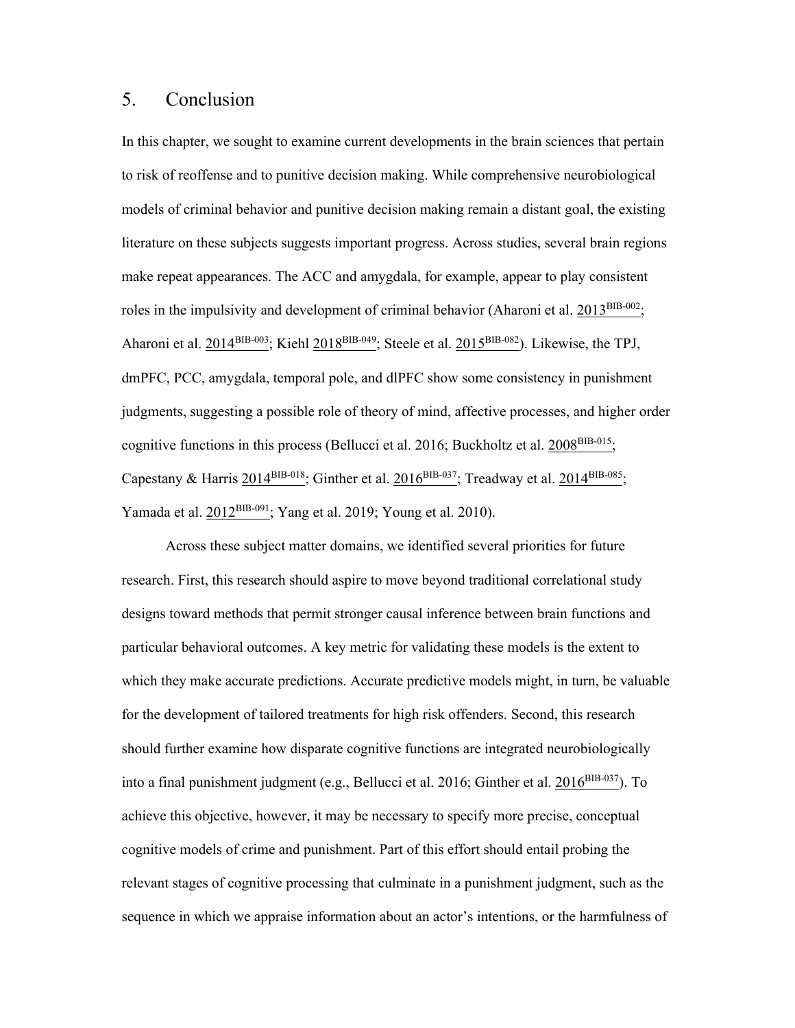# 5. Conclusion

In this chapter, we sought to examine current developments in the brain sciences that pertain to risk of reoffense and to punitive decision making. While comprehensive neurobiological models of criminal behavior and punitive decision making remain a distant goal, the existing literature on these subjects suggests important progress. Across studies, several brain regions make repeat appearances. The ACC and amygdala, for example, appear to play consistent roles in the impulsivity and development of criminal behavior (Aharoni et al. 2013[BIB-002]; Aharoni et al. 2014[BIB-003]; Kiehl 2018[BIB-049]; Steele et al. 2015[BIB-082]). Likewise, the TPJ, dmPFC, PCC, amygdala, temporal pole, and dlPFC show some consistency in punishment judgments, suggesting a possible role of theory of mind, affective processes, and higher order cognitive functions in this process (Bellucci et al. 2016; Buckholtz et al. 2008[BIB-015]; Capestany & Harris 2014[BIB-018]; Ginther et al. 2016[BIB-037]; Treadway et al. 2014[BIB-085]; Yamada et al. 2012[BIB-091]; Yang et al. 2019; Young et al. 2010).

Across these subject matter domains, we identified several priorities for future research. First, this research should aspire to move beyond traditional correlational study designs toward methods that permit stronger causal inference between brain functions and particular behavioral outcomes. A key metric for validating these models is the extent to which they make accurate predictions. Accurate predictive models might, in turn, be valuable for the development of tailored treatments for high risk offenders. Second, this research should further examine how disparate cognitive functions are integrated neurobiologically into a final punishment judgment (e.g., Bellucci et al. 2016; Ginther et al. 2016[BIB-037]). To achieve this objective, however, it may be necessary to specify more precise, conceptual cognitive models of crime and punishment. Part of this effort should entail probing the relevant stages of cognitive processing that culminate in a punishment judgment, such as the sequence in which we appraise information about an actor's intentions, or the harmfulness of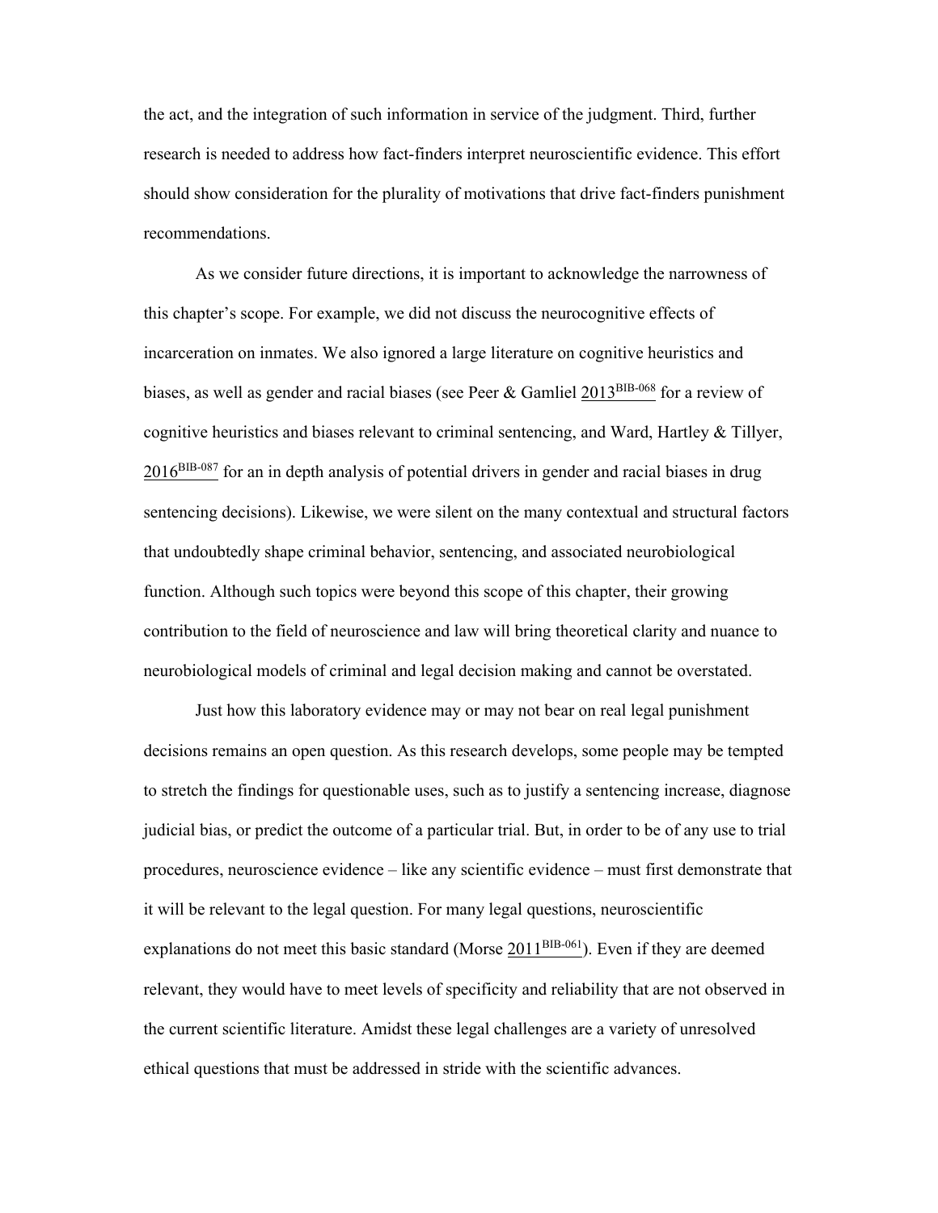the act, and the integration of such information in service of the judgment. Third, further research is needed to address how fact-finders interpret neuroscientific evidence. This effort should show consideration for the plurality of motivations that drive fact-finders punishment recommendations.

As we consider future directions, it is important to acknowledge the narrowness of this chapter's scope. For example, we did not discuss the neurocognitive effects of incarceration on inmates. We also ignored a large literature on cognitive heuristics and biases, as well as gender and racial biases (see Peer & Gamliel 2013[BIB-068] for a review of cognitive heuristics and biases relevant to criminal sentencing, and Ward, Hartley & Tillyer, 2016[BIB-087] for an in depth analysis of potential drivers in gender and racial biases in drug sentencing decisions). Likewise, we were silent on the many contextual and structural factors that undoubtedly shape criminal behavior, sentencing, and associated neurobiological function. Although such topics were beyond this scope of this chapter, their growing contribution to the field of neuroscience and law will bring theoretical clarity and nuance to neurobiological models of criminal and legal decision making and cannot be overstated.

Just how this laboratory evidence may or may not bear on real legal punishment decisions remains an open question. As this research develops, some people may be tempted to stretch the findings for questionable uses, such as to justify a sentencing increase, diagnose judicial bias, or predict the outcome of a particular trial. But, in order to be of any use to trial procedures, neuroscience evidence – like any scientific evidence – must first demonstrate that it will be relevant to the legal question. For many legal questions, neuroscientific explanations do not meet this basic standard (Morse 2011[BIB-061]). Even if they are deemed relevant, they would have to meet levels of specificity and reliability that are not observed in the current scientific literature. Amidst these legal challenges are a variety of unresolved ethical questions that must be addressed in stride with the scientific advances.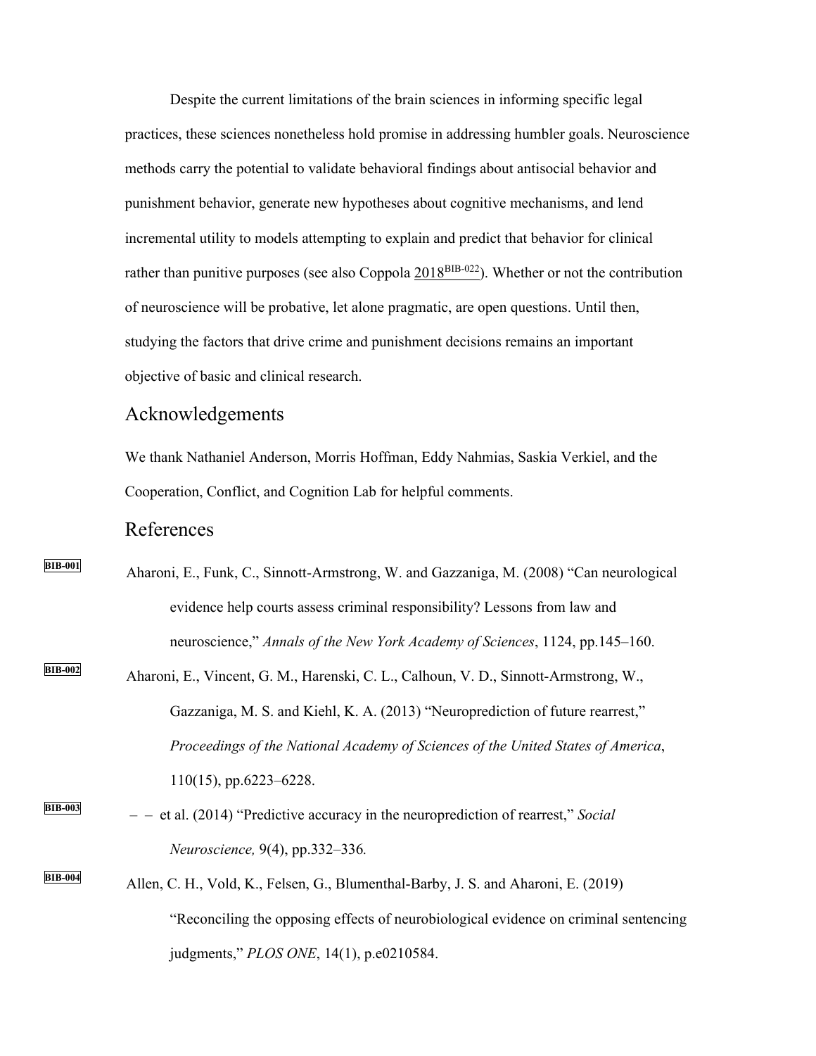Despite the current limitations of the brain sciences in informing specific legal practices, these sciences nonetheless hold promise in addressing humbler goals. Neuroscience methods carry the potential to validate behavioral findings about antisocial behavior and punishment behavior, generate new hypotheses about cognitive mechanisms, and lend incremental utility to models attempting to explain and predict that behavior for clinical rather than punitive purposes (see also Coppola 2018[BIB-022]). Whether or not the contribution of neuroscience will be probative, let alone pragmatic, are open questions. Until then, studying the factors that drive crime and punishment decisions remains an important objective of basic and clinical research.

## Acknowledgements

We thank Nathaniel Anderson, Morris Hoffman, Eddy Nahmias, Saskia Verkiel, and the Cooperation, Conflict, and Cognition Lab for helpful comments.

## References

BIB-001 Aharoni, E., Funk, C., Sinnott-Armstrong, W. and Gazzaniga, M. (2008) "Can neurological evidence help courts assess criminal responsibility? Lessons from law and neuroscience," *Annals of the New York Academy of Sciences*, 1124, pp.145–160.

BIB-002 Aharoni, E., Vincent, G. M., Harenski, C. L., Calhoun, V. D., Sinnott-Armstrong, W., Gazzaniga, M. S. and Kiehl, K. A. (2013) "Neuroprediction of future rearrest," *Proceedings of the National Academy of Sciences of the United States of America*, 110(15), pp.6223–6228.

BIB-003 – – et al. (2014) "Predictive accuracy in the neuroprediction of rearrest," *Social Neuroscience,* 9(4), pp.332–336*.*

BIB-004 Allen, C. H., Vold, K., Felsen, G., Blumenthal-Barby, J. S. and Aharoni, E. (2019) "Reconciling the opposing effects of neurobiological evidence on criminal sentencing judgments," *PLOS ONE*, 14(1), p.e0210584.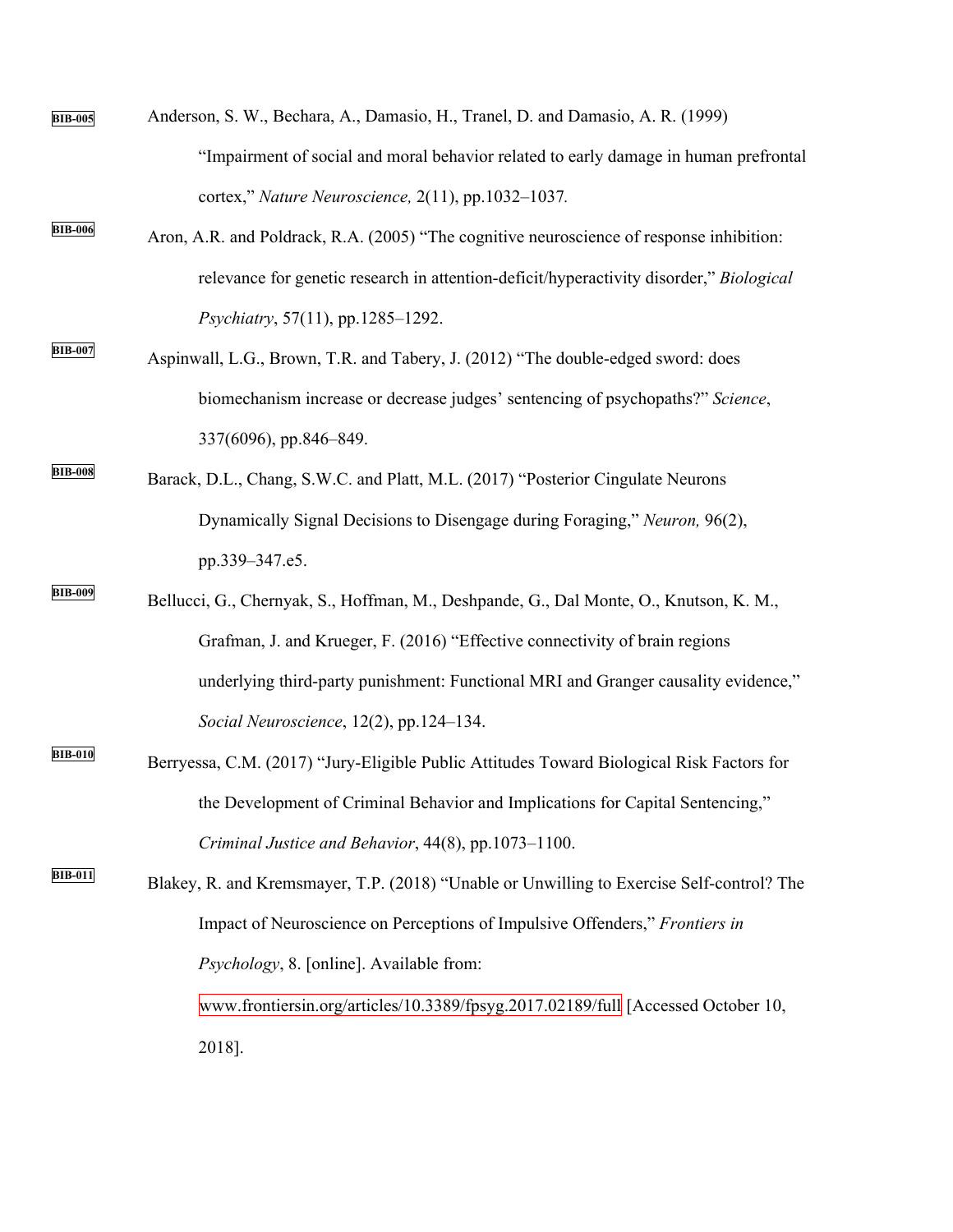BIB-005 Anderson, S. W., Bechara, A., Damasio, H., Tranel, D. and Damasio, A. R. (1999) “Impairment of social and moral behavior related to early damage in human prefrontal cortex,” *Nature Neuroscience,* 2(11), pp.1032–1037.

BIB-006 Aron, A.R. and Poldrack, R.A. (2005) “The cognitive neuroscience of response inhibition: relevance for genetic research in attention-deficit/hyperactivity disorder,” *Biological Psychiatry*, 57(11), pp.1285–1292.

BIB-007 Aspinwall, L.G., Brown, T.R. and Tabery, J. (2012) “The double-edged sword: does biomechanism increase or decrease judges’ sentencing of psychopaths?” *Science*, 337(6096), pp.846–849.

BIB-008 Barack, D.L., Chang, S.W.C. and Platt, M.L. (2017) “Posterior Cingulate Neurons Dynamically Signal Decisions to Disengage during Foraging,” *Neuron,* 96(2), pp.339–347.e5.

BIB-009 Bellucci, G., Chernyak, S., Hoffman, M., Deshpande, G., Dal Monte, O., Knutson, K. M., Grafman, J. and Krueger, F. (2016) “Effective connectivity of brain regions underlying third-party punishment: Functional MRI and Granger causality evidence,” *Social Neuroscience*, 12(2), pp.124–134.

BIB-010 Berryessa, C.M. (2017) “Jury-Eligible Public Attitudes Toward Biological Risk Factors for the Development of Criminal Behavior and Implications for Capital Sentencing,” *Criminal Justice and Behavior*, 44(8), pp.1073–1100.

BIB-011 Blakey, R. and Kremsmayer, T.P. (2018) “Unable or Unwilling to Exercise Self-control? The Impact of Neuroscience on Perceptions of Impulsive Offenders,” *Frontiers in Psychology*, 8. [online]. Available from: www.frontiersin.org/articles/10.3389/fpsyg.2017.02189/full [Accessed October 10, 2018].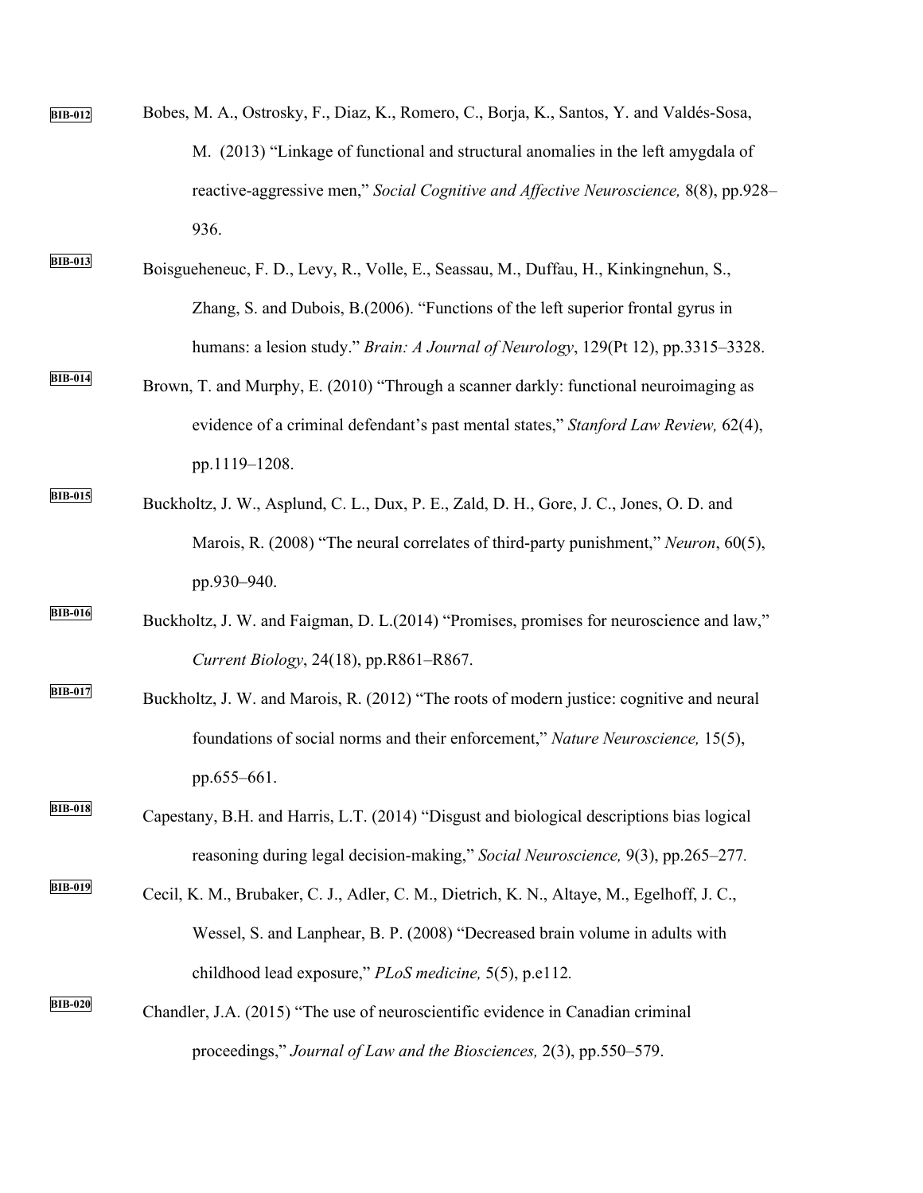BIB-012 Bobes, M. A., Ostrosky, F., Diaz, K., Romero, C., Borja, K., Santos, Y. and Valdés-Sosa, M. (2013) "Linkage of functional and structural anomalies in the left amygdala of reactive-aggressive men," *Social Cognitive and Affective Neuroscience,* 8(8), pp.928–936.

BIB-013 Boisgueheneuc, F. D., Levy, R., Volle, E., Seassau, M., Duffau, H., Kinkingnehun, S., Zhang, S. and Dubois, B.(2006). "Functions of the left superior frontal gyrus in humans: a lesion study." *Brain: A Journal of Neurology*, 129(Pt 12), pp.3315–3328.

BIB-014 Brown, T. and Murphy, E. (2010) "Through a scanner darkly: functional neuroimaging as evidence of a criminal defendant's past mental states," *Stanford Law Review,* 62(4), pp.1119–1208.

BIB-015 Buckholtz, J. W., Asplund, C. L., Dux, P. E., Zald, D. H., Gore, J. C., Jones, O. D. and Marois, R. (2008) "The neural correlates of third-party punishment," *Neuron*, 60(5), pp.930–940.

BIB-016 Buckholtz, J. W. and Faigman, D. L.(2014) "Promises, promises for neuroscience and law," *Current Biology*, 24(18), pp.R861–R867.

BIB-017 Buckholtz, J. W. and Marois, R. (2012) "The roots of modern justice: cognitive and neural foundations of social norms and their enforcement," *Nature Neuroscience,* 15(5), pp.655–661.

BIB-018 Capestany, B.H. and Harris, L.T. (2014) "Disgust and biological descriptions bias logical reasoning during legal decision-making," *Social Neuroscience,* 9(3), pp.265–277.

BIB-019 Cecil, K. M., Brubaker, C. J., Adler, C. M., Dietrich, K. N., Altaye, M., Egelhoff, J. C., Wessel, S. and Lanphear, B. P. (2008) "Decreased brain volume in adults with childhood lead exposure," *PLoS medicine,* 5(5), p.e112.

BIB-020 Chandler, J.A. (2015) "The use of neuroscientific evidence in Canadian criminal proceedings," *Journal of Law and the Biosciences,* 2(3), pp.550–579.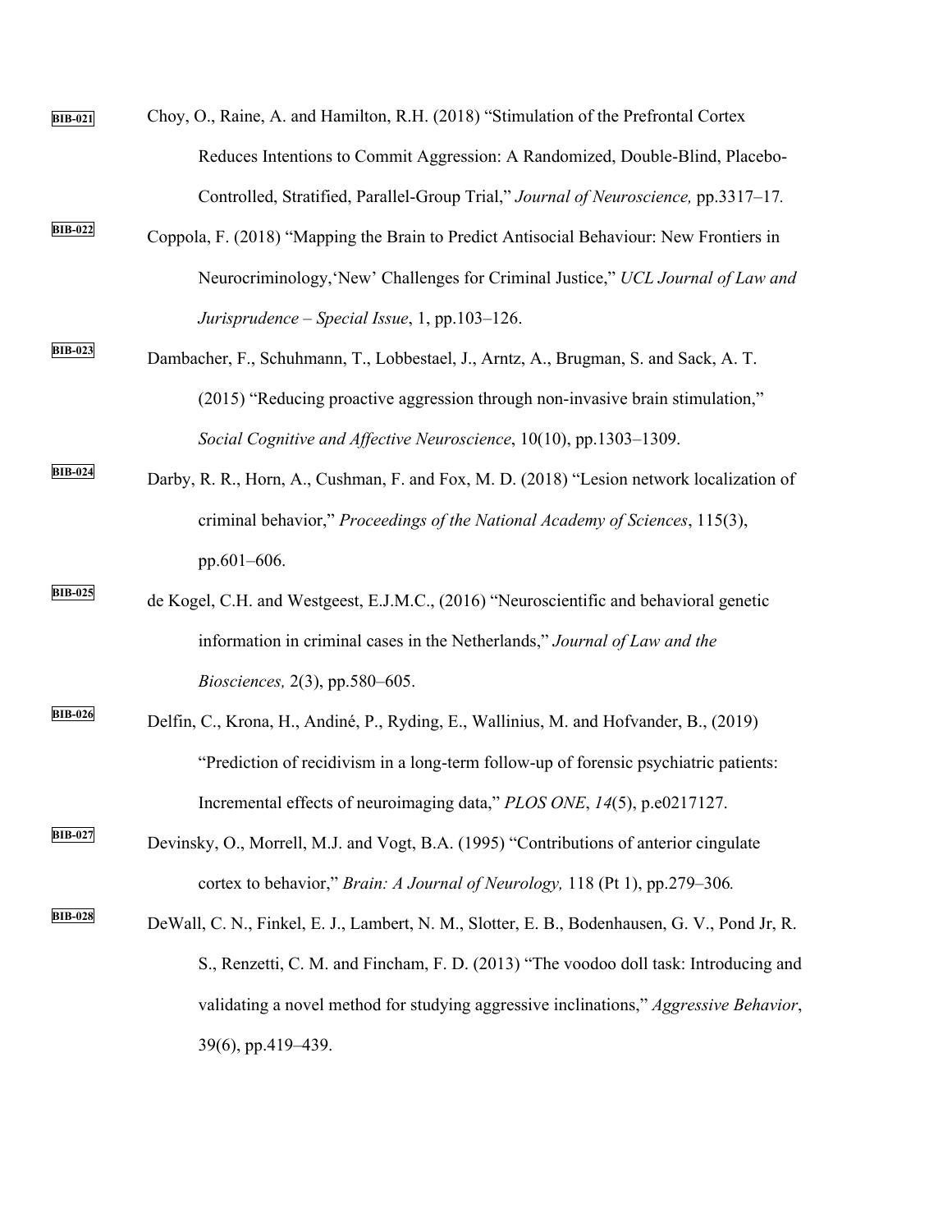BIB-021 Choy, O., Raine, A. and Hamilton, R.H. (2018) “Stimulation of the Prefrontal Cortex Reduces Intentions to Commit Aggression: A Randomized, Double-Blind, Placebo-Controlled, Stratified, Parallel-Group Trial,” *Journal of Neuroscience,* pp.3317–17*.*

BIB-022 Coppola, F. (2018) “Mapping the Brain to Predict Antisocial Behaviour: New Frontiers in Neurocriminology,‘New’ Challenges for Criminal Justice,” *UCL Journal of Law and Jurisprudence – Special Issue*, 1, pp.103–126.

BIB-023 Dambacher, F., Schuhmann, T., Lobbestael, J., Arntz, A., Brugman, S. and Sack, A. T. (2015) “Reducing proactive aggression through non-invasive brain stimulation,” *Social Cognitive and Affective Neuroscience*, 10(10), pp.1303–1309.

BIB-024 Darby, R. R., Horn, A., Cushman, F. and Fox, M. D. (2018) “Lesion network localization of criminal behavior,” *Proceedings of the National Academy of Sciences*, 115(3), pp.601–606.

BIB-025 de Kogel, C.H. and Westgeest, E.J.M.C., (2016) “Neuroscientific and behavioral genetic information in criminal cases in the Netherlands,” *Journal of Law and the Biosciences,* 2(3), pp.580–605.

BIB-026 Delfin, C., Krona, H., Andiné, P., Ryding, E., Wallinius, M. and Hofvander, B., (2019) “Prediction of recidivism in a long-term follow-up of forensic psychiatric patients: Incremental effects of neuroimaging data,” *PLOS ONE*, *14*(5), p.e0217127.

BIB-027 Devinsky, O., Morrell, M.J. and Vogt, B.A. (1995) “Contributions of anterior cingulate cortex to behavior,” *Brain: A Journal of Neurology,* 118 (Pt 1), pp.279–306*.*

BIB-028 DeWall, C. N., Finkel, E. J., Lambert, N. M., Slotter, E. B., Bodenhausen, G. V., Pond Jr, R. S., Renzetti, C. M. and Fincham, F. D. (2013) “The voodoo doll task: Introducing and validating a novel method for studying aggressive inclinations,” *Aggressive Behavior*, 39(6), pp.419–439.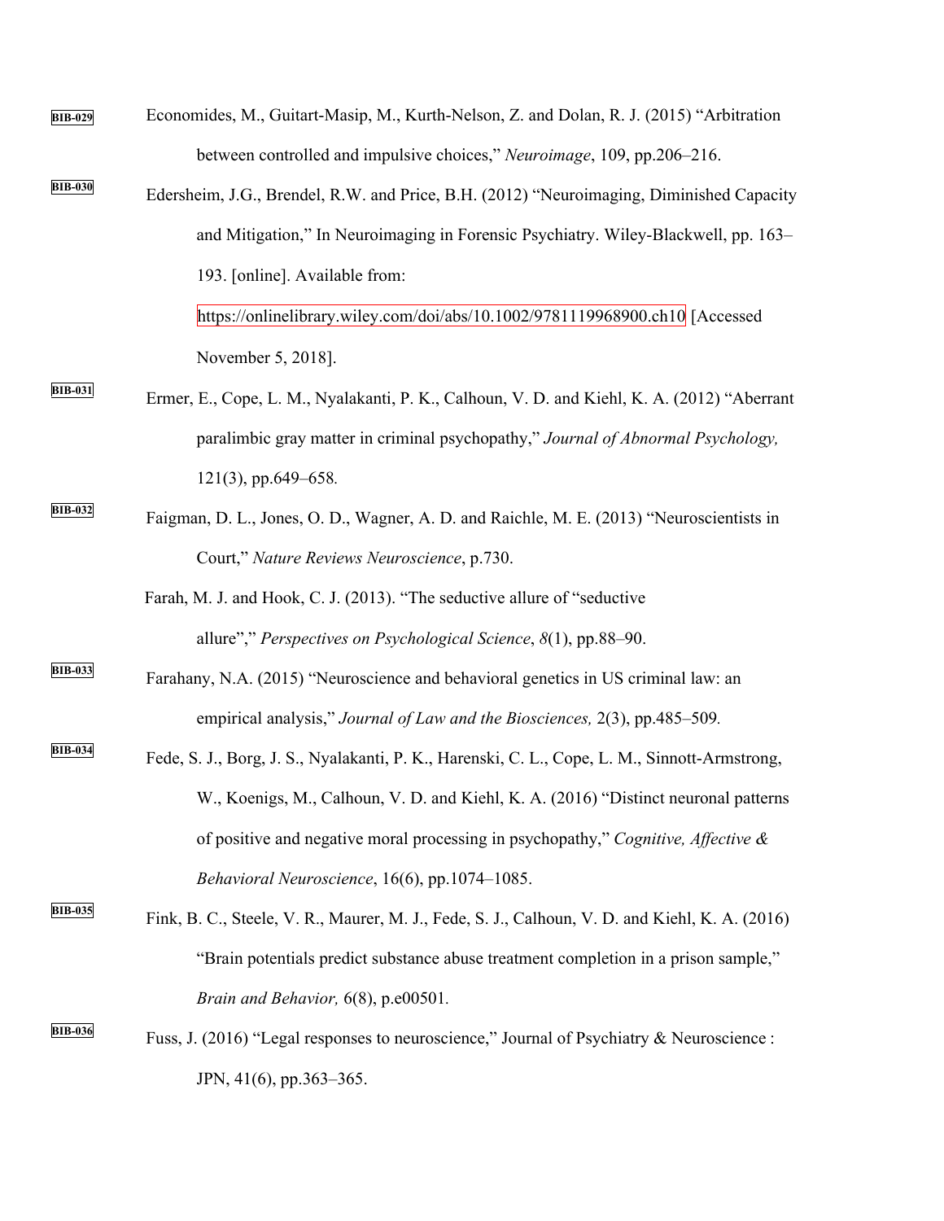BIB-029 Economides, M., Guitart-Masip, M., Kurth-Nelson, Z. and Dolan, R. J. (2015) "Arbitration between controlled and impulsive choices," *Neuroimage*, 109, pp.206–216.

BIB-030 Edersheim, J.G., Brendel, R.W. and Price, B.H. (2012) "Neuroimaging, Diminished Capacity and Mitigation," In Neuroimaging in Forensic Psychiatry. Wiley-Blackwell, pp. 163–193. [online]. Available from: https://onlinelibrary.wiley.com/doi/abs/10.1002/9781119968900.ch10 [Accessed November 5, 2018].

BIB-031 Ermer, E., Cope, L. M., Nyalakanti, P. K., Calhoun, V. D. and Kiehl, K. A. (2012) "Aberrant paralimbic gray matter in criminal psychopathy," *Journal of Abnormal Psychology,* 121(3), pp.649–658*.*

BIB-032 Faigman, D. L., Jones, O. D., Wagner, A. D. and Raichle, M. E. (2013) "Neuroscientists in Court," *Nature Reviews Neuroscience*, p.730.

Farah, M. J. and Hook, C. J. (2013). "The seductive allure of "seductive allure"," *Perspectives on Psychological Science*, *8*(1), pp.88–90.

BIB-033 Farahany, N.A. (2015) "Neuroscience and behavioral genetics in US criminal law: an empirical analysis," *Journal of Law and the Biosciences,* 2(3), pp.485–509*.*

BIB-034 Fede, S. J., Borg, J. S., Nyalakanti, P. K., Harenski, C. L., Cope, L. M., Sinnott-Armstrong, W., Koenigs, M., Calhoun, V. D. and Kiehl, K. A. (2016) "Distinct neuronal patterns of positive and negative moral processing in psychopathy," *Cognitive, Affective & Behavioral Neuroscience*, 16(6), pp.1074–1085.

BIB-035 Fink, B. C., Steele, V. R., Maurer, M. J., Fede, S. J., Calhoun, V. D. and Kiehl, K. A. (2016) "Brain potentials predict substance abuse treatment completion in a prison sample," *Brain and Behavior,* 6(8), p.e00501*.*

BIB-036 Fuss, J. (2016) "Legal responses to neuroscience," Journal of Psychiatry & Neuroscience : JPN, 41(6), pp.363–365.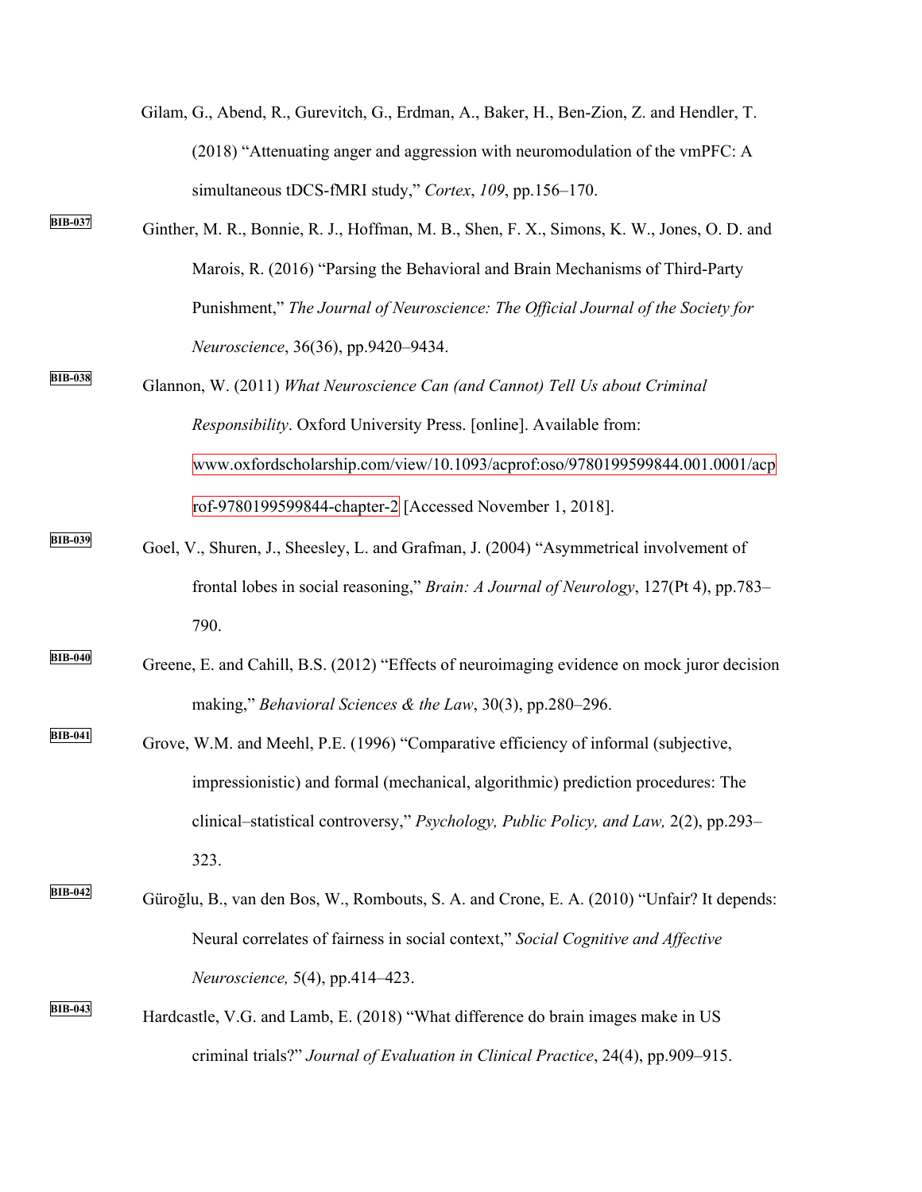Gilam, G., Abend, R., Gurevitch, G., Erdman, A., Baker, H., Ben-Zion, Z. and Hendler, T. (2018) "Attenuating anger and aggression with neuromodulation of the vmPFC: A simultaneous tDCS-fMRI study," *Cortex*, *109*, pp.156–170.

BIB-037 Ginther, M. R., Bonnie, R. J., Hoffman, M. B., Shen, F. X., Simons, K. W., Jones, O. D. and Marois, R. (2016) "Parsing the Behavioral and Brain Mechanisms of Third-Party Punishment," *The Journal of Neuroscience: The Official Journal of the Society for Neuroscience*, 36(36), pp.9420–9434.

BIB-038 Glannon, W. (2011) *What Neuroscience Can (and Cannot) Tell Us about Criminal Responsibility*. Oxford University Press. [online]. Available from: www.oxfordscholarship.com/view/10.1093/acprof:oso/9780199599844.001.0001/acprof-9780199599844-chapter-2 [Accessed November 1, 2018].

BIB-039 Goel, V., Shuren, J., Sheesley, L. and Grafman, J. (2004) "Asymmetrical involvement of frontal lobes in social reasoning," *Brain: A Journal of Neurology*, 127(Pt 4), pp.783–790.

BIB-040 Greene, E. and Cahill, B.S. (2012) "Effects of neuroimaging evidence on mock juror decision making," *Behavioral Sciences & the Law*, 30(3), pp.280–296.

BIB-041 Grove, W.M. and Meehl, P.E. (1996) "Comparative efficiency of informal (subjective, impressionistic) and formal (mechanical, algorithmic) prediction procedures: The clinical–statistical controversy," *Psychology, Public Policy, and Law,* 2(2), pp.293–323.

BIB-042 Güroğlu, B., van den Bos, W., Rombouts, S. A. and Crone, E. A. (2010) "Unfair? It depends: Neural correlates of fairness in social context," *Social Cognitive and Affective Neuroscience,* 5(4), pp.414–423.

BIB-043 Hardcastle, V.G. and Lamb, E. (2018) "What difference do brain images make in US criminal trials?" *Journal of Evaluation in Clinical Practice*, 24(4), pp.909–915.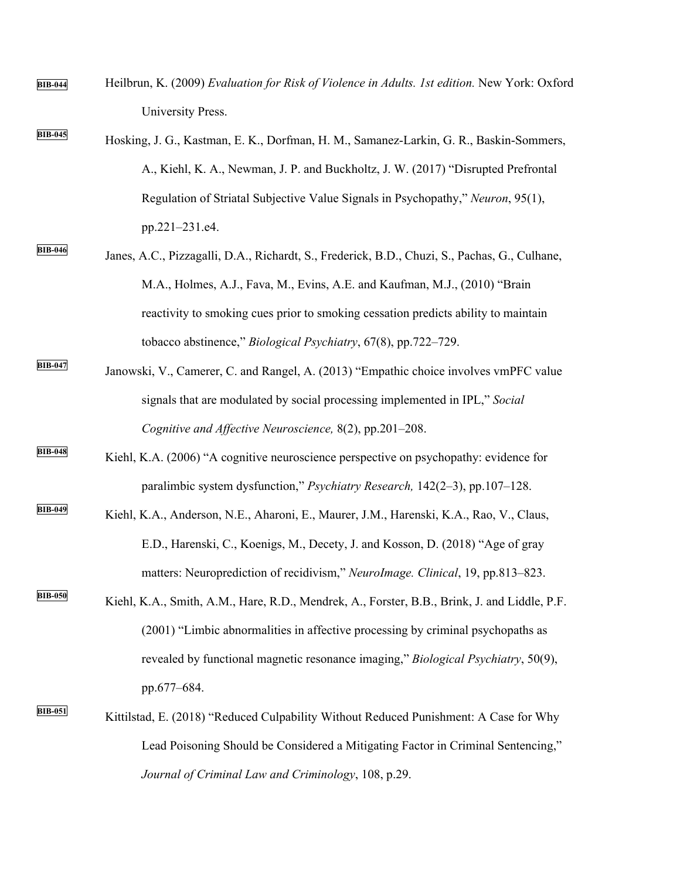BIB-044 Heilbrun, K. (2009) *Evaluation for Risk of Violence in Adults. 1st edition.* New York: Oxford University Press.

BIB-045 Hosking, J. G., Kastman, E. K., Dorfman, H. M., Samanez-Larkin, G. R., Baskin-Sommers, A., Kiehl, K. A., Newman, J. P. and Buckholtz, J. W. (2017) “Disrupted Prefrontal Regulation of Striatal Subjective Value Signals in Psychopathy,” *Neuron*, 95(1), pp.221–231.e4.

BIB-046 Janes, A.C., Pizzagalli, D.A., Richardt, S., Frederick, B.D., Chuzi, S., Pachas, G., Culhane, M.A., Holmes, A.J., Fava, M., Evins, A.E. and Kaufman, M.J., (2010) “Brain reactivity to smoking cues prior to smoking cessation predicts ability to maintain tobacco abstinence,” *Biological Psychiatry*, 67(8), pp.722–729.

BIB-047 Janowski, V., Camerer, C. and Rangel, A. (2013) “Empathic choice involves vmPFC value signals that are modulated by social processing implemented in IPL,” *Social Cognitive and Affective Neuroscience,* 8(2), pp.201–208.

BIB-048 Kiehl, K.A. (2006) “A cognitive neuroscience perspective on psychopathy: evidence for paralimbic system dysfunction,” *Psychiatry Research,* 142(2–3), pp.107–128.

BIB-049 Kiehl, K.A., Anderson, N.E., Aharoni, E., Maurer, J.M., Harenski, K.A., Rao, V., Claus, E.D., Harenski, C., Koenigs, M., Decety, J. and Kosson, D. (2018) “Age of gray matters: Neuroprediction of recidivism,” *NeuroImage. Clinical*, 19, pp.813–823.

BIB-050 Kiehl, K.A., Smith, A.M., Hare, R.D., Mendrek, A., Forster, B.B., Brink, J. and Liddle, P.F. (2001) “Limbic abnormalities in affective processing by criminal psychopaths as revealed by functional magnetic resonance imaging,” *Biological Psychiatry*, 50(9), pp.677–684.

BIB-051 Kittilstad, E. (2018) “Reduced Culpability Without Reduced Punishment: A Case for Why Lead Poisoning Should be Considered a Mitigating Factor in Criminal Sentencing,” *Journal of Criminal Law and Criminology*, 108, p.29.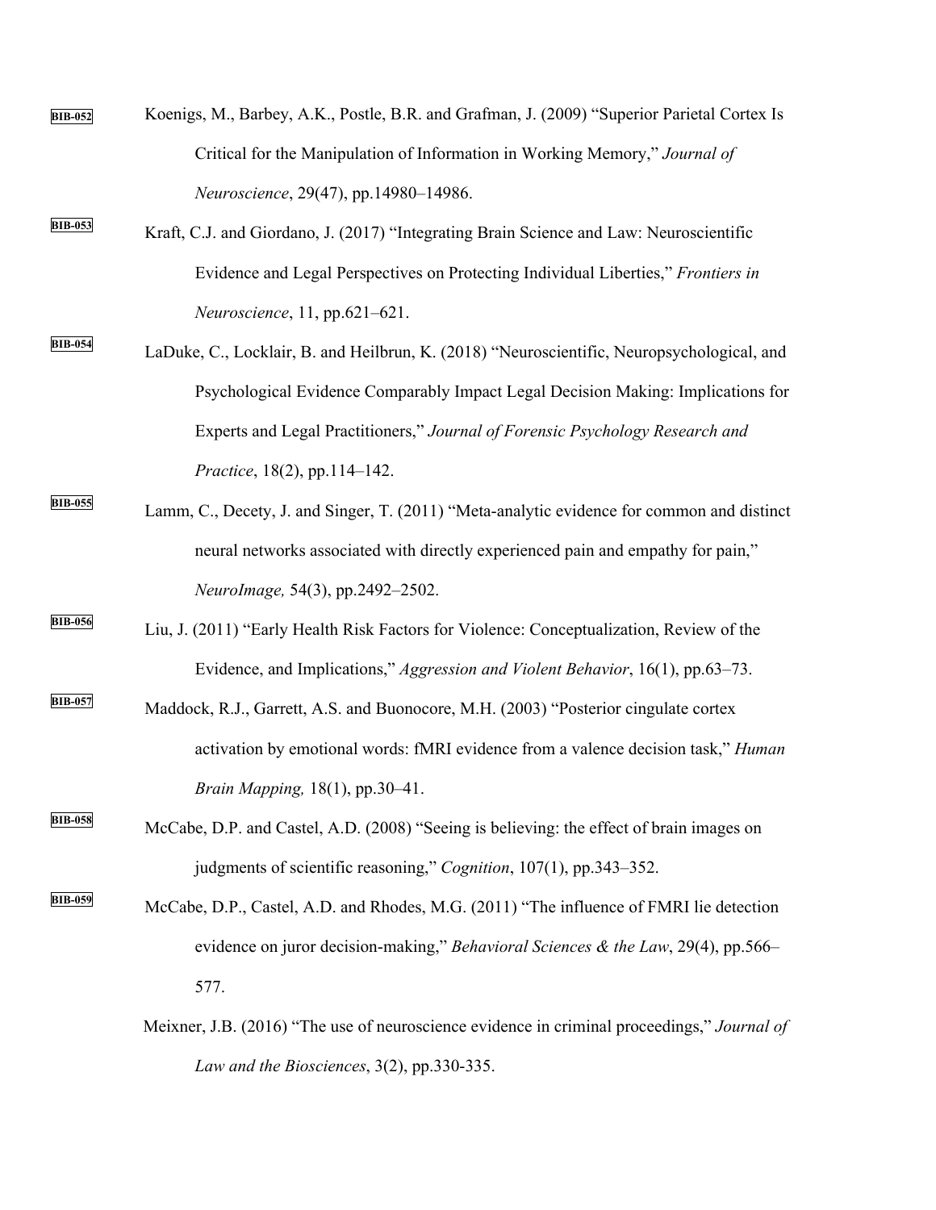BIB-052 Koenigs, M., Barbey, A.K., Postle, B.R. and Grafman, J. (2009) "Superior Parietal Cortex Is Critical for the Manipulation of Information in Working Memory," *Journal of Neuroscience*, 29(47), pp.14980–14986.

BIB-053 Kraft, C.J. and Giordano, J. (2017) "Integrating Brain Science and Law: Neuroscientific Evidence and Legal Perspectives on Protecting Individual Liberties," *Frontiers in Neuroscience*, 11, pp.621–621.

BIB-054 LaDuke, C., Locklair, B. and Heilbrun, K. (2018) "Neuroscientific, Neuropsychological, and Psychological Evidence Comparably Impact Legal Decision Making: Implications for Experts and Legal Practitioners," *Journal of Forensic Psychology Research and Practice*, 18(2), pp.114–142.

BIB-055 Lamm, C., Decety, J. and Singer, T. (2011) "Meta-analytic evidence for common and distinct neural networks associated with directly experienced pain and empathy for pain," *NeuroImage,* 54(3), pp.2492–2502.

BIB-056 Liu, J. (2011) "Early Health Risk Factors for Violence: Conceptualization, Review of the Evidence, and Implications," *Aggression and Violent Behavior*, 16(1), pp.63–73.

BIB-057 Maddock, R.J., Garrett, A.S. and Buonocore, M.H. (2003) "Posterior cingulate cortex activation by emotional words: fMRI evidence from a valence decision task," *Human Brain Mapping,* 18(1), pp.30–41.

BIB-058 McCabe, D.P. and Castel, A.D. (2008) "Seeing is believing: the effect of brain images on judgments of scientific reasoning," *Cognition*, 107(1), pp.343–352.

BIB-059 McCabe, D.P., Castel, A.D. and Rhodes, M.G. (2011) "The influence of FMRI lie detection evidence on juror decision-making," *Behavioral Sciences & the Law*, 29(4), pp.566–577.

Meixner, J.B. (2016) "The use of neuroscience evidence in criminal proceedings," *Journal of Law and the Biosciences*, 3(2), pp.330-335.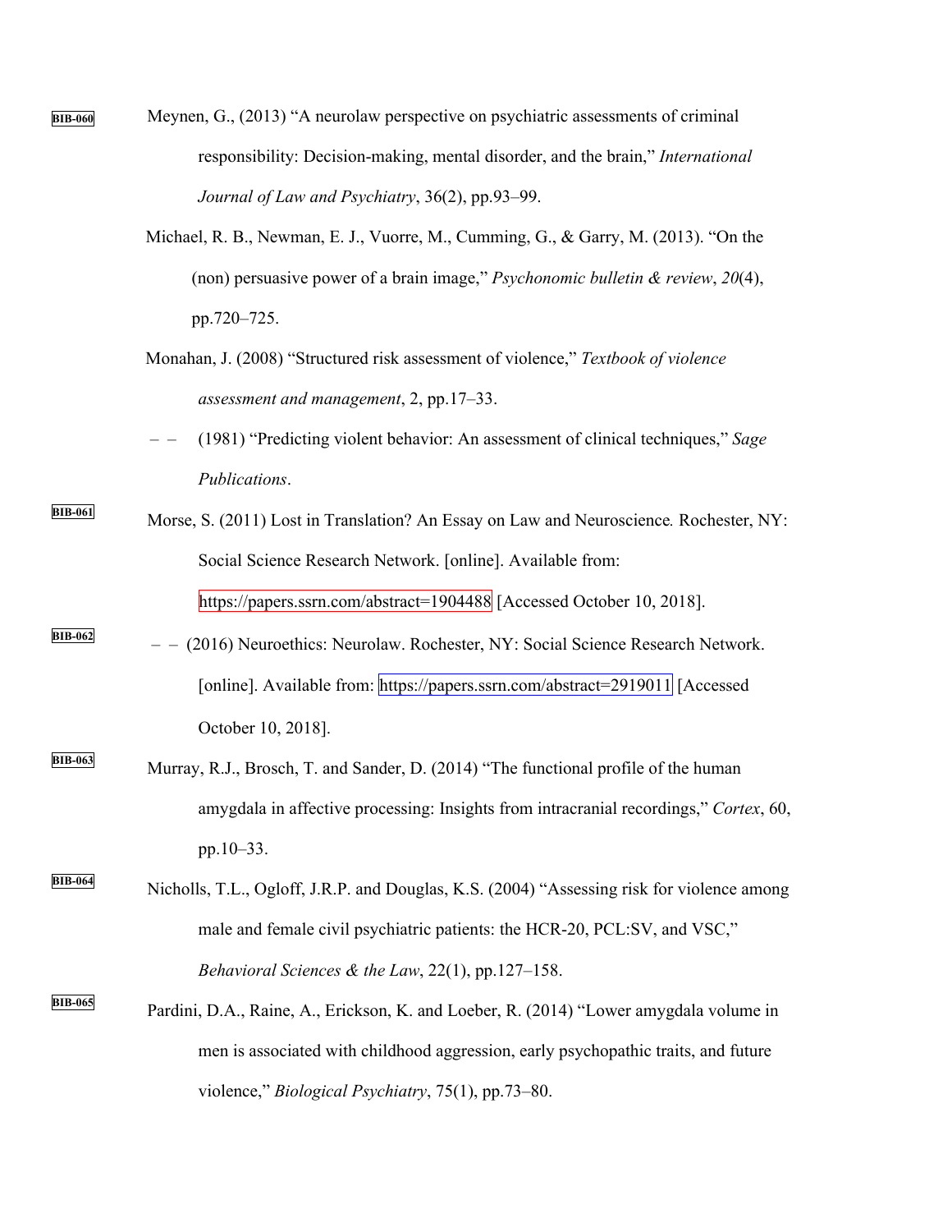Meynen, G., (2013) “A neurolaw perspective on psychiatric assessments of criminal responsibility: Decision-making, mental disorder, and the brain,” *International Journal of Law and Psychiatry*, 36(2), pp.93–99.

Michael, R. B., Newman, E. J., Vuorre, M., Cumming, G., & Garry, M. (2013). “On the (non) persuasive power of a brain image,” *Psychonomic bulletin & review*, *20*(4), pp.720–725.

Monahan, J. (2008) “Structured risk assessment of violence,” *Textbook of violence assessment and management*, 2, pp.17–33.

– – (1981) “Predicting violent behavior: An assessment of clinical techniques,” *Sage Publications*.

Morse, S. (2011) Lost in Translation? An Essay on Law and Neuroscience*.* Rochester, NY: Social Science Research Network. [online]. Available from: https://papers.ssrn.com/abstract=1904488 [Accessed October 10, 2018].

– – (2016) Neuroethics: Neurolaw. Rochester, NY: Social Science Research Network. [online]. Available from: https://papers.ssrn.com/abstract=2919011 [Accessed October 10, 2018].

Murray, R.J., Brosch, T. and Sander, D. (2014) “The functional profile of the human amygdala in affective processing: Insights from intracranial recordings,” *Cortex*, 60, pp.10–33.

Nicholls, T.L., Ogloff, J.R.P. and Douglas, K.S. (2004) “Assessing risk for violence among male and female civil psychiatric patients: the HCR-20, PCL:SV, and VSC,” *Behavioral Sciences & the Law*, 22(1), pp.127–158.

Pardini, D.A., Raine, A., Erickson, K. and Loeber, R. (2014) “Lower amygdala volume in men is associated with childhood aggression, early psychopathic traits, and future violence,” *Biological Psychiatry*, 75(1), pp.73–80.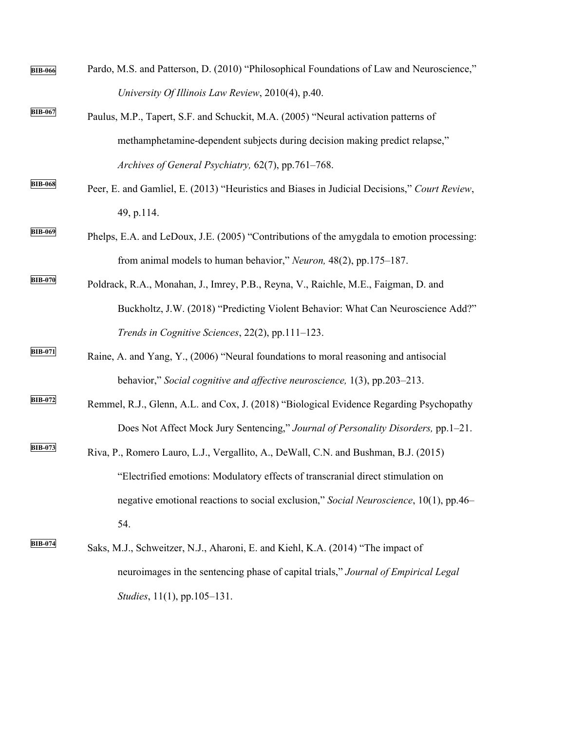BIB-066 Pardo, M.S. and Patterson, D. (2010) "Philosophical Foundations of Law and Neuroscience," *University Of Illinois Law Review*, 2010(4), p.40.

BIB-067 Paulus, M.P., Tapert, S.F. and Schuckit, M.A. (2005) "Neural activation patterns of methamphetamine-dependent subjects during decision making predict relapse," *Archives of General Psychiatry,* 62(7), pp.761–768.

BIB-068 Peer, E. and Gamliel, E. (2013) "Heuristics and Biases in Judicial Decisions," *Court Review*, 49, p.114.

BIB-069 Phelps, E.A. and LeDoux, J.E. (2005) "Contributions of the amygdala to emotion processing: from animal models to human behavior," *Neuron,* 48(2), pp.175–187.

BIB-070 Poldrack, R.A., Monahan, J., Imrey, P.B., Reyna, V., Raichle, M.E., Faigman, D. and Buckholtz, J.W. (2018) "Predicting Violent Behavior: What Can Neuroscience Add?" *Trends in Cognitive Sciences*, 22(2), pp.111–123.

BIB-071 Raine, A. and Yang, Y., (2006) "Neural foundations to moral reasoning and antisocial behavior," *Social cognitive and affective neuroscience,* 1(3), pp.203–213.

BIB-072 Remmel, R.J., Glenn, A.L. and Cox, J. (2018) "Biological Evidence Regarding Psychopathy Does Not Affect Mock Jury Sentencing," *Journal of Personality Disorders,* pp.1–21.

BIB-073 Riva, P., Romero Lauro, L.J., Vergallito, A., DeWall, C.N. and Bushman, B.J. (2015) "Electrified emotions: Modulatory effects of transcranial direct stimulation on negative emotional reactions to social exclusion," *Social Neuroscience*, 10(1), pp.46–54.

BIB-074 Saks, M.J., Schweitzer, N.J., Aharoni, E. and Kiehl, K.A. (2014) "The impact of neuroimages in the sentencing phase of capital trials," *Journal of Empirical Legal Studies*, 11(1), pp.105–131.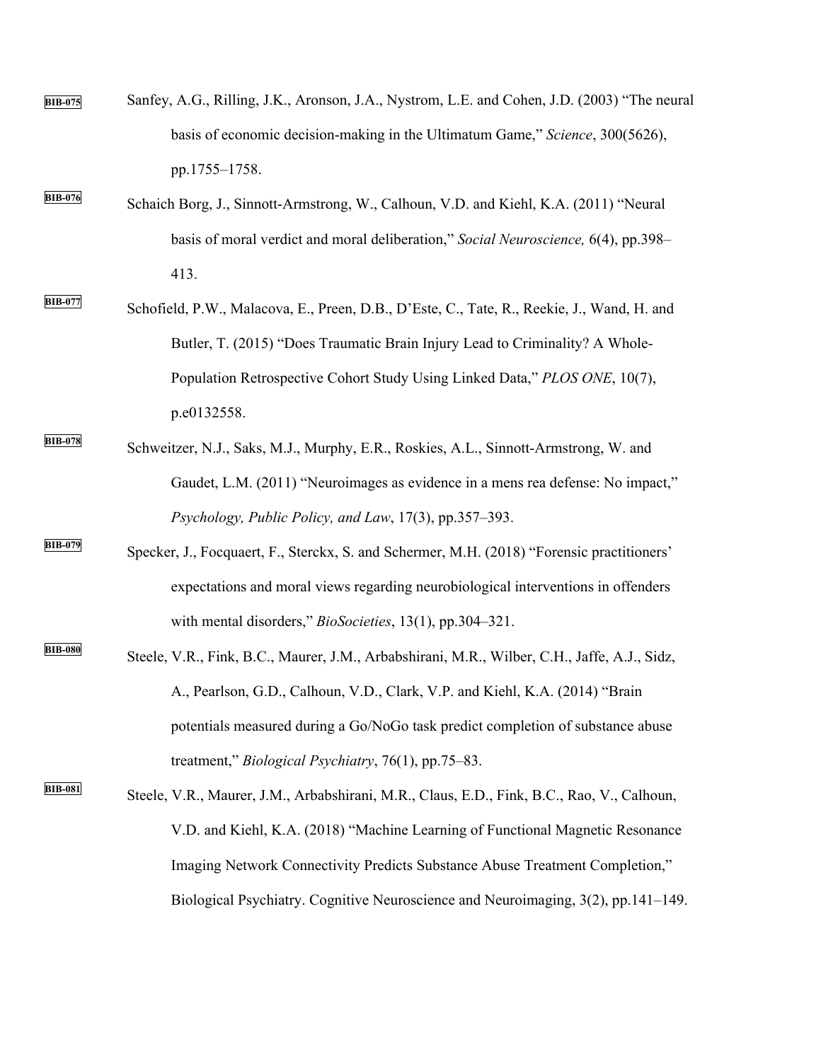BIB-075 Sanfey, A.G., Rilling, J.K., Aronson, J.A., Nystrom, L.E. and Cohen, J.D. (2003) "The neural basis of economic decision-making in the Ultimatum Game," *Science*, 300(5626), pp.1755–1758.

BIB-076 Schaich Borg, J., Sinnott-Armstrong, W., Calhoun, V.D. and Kiehl, K.A. (2011) "Neural basis of moral verdict and moral deliberation," *Social Neuroscience,* 6(4), pp.398–413.

BIB-077 Schofield, P.W., Malacova, E., Preen, D.B., D'Este, C., Tate, R., Reekie, J., Wand, H. and Butler, T. (2015) "Does Traumatic Brain Injury Lead to Criminality? A Whole-Population Retrospective Cohort Study Using Linked Data," *PLOS ONE*, 10(7), p.e0132558.

BIB-078 Schweitzer, N.J., Saks, M.J., Murphy, E.R., Roskies, A.L., Sinnott-Armstrong, W. and Gaudet, L.M. (2011) "Neuroimages as evidence in a mens rea defense: No impact," *Psychology, Public Policy, and Law*, 17(3), pp.357–393.

BIB-079 Specker, J., Focquaert, F., Sterckx, S. and Schermer, M.H. (2018) "Forensic practitioners' expectations and moral views regarding neurobiological interventions in offenders with mental disorders," *BioSocieties*, 13(1), pp.304–321.

BIB-080 Steele, V.R., Fink, B.C., Maurer, J.M., Arbabshirani, M.R., Wilber, C.H., Jaffe, A.J., Sidz, A., Pearlson, G.D., Calhoun, V.D., Clark, V.P. and Kiehl, K.A. (2014) "Brain potentials measured during a Go/NoGo task predict completion of substance abuse treatment," *Biological Psychiatry*, 76(1), pp.75–83.

BIB-081 Steele, V.R., Maurer, J.M., Arbabshirani, M.R., Claus, E.D., Fink, B.C., Rao, V., Calhoun, V.D. and Kiehl, K.A. (2018) "Machine Learning of Functional Magnetic Resonance Imaging Network Connectivity Predicts Substance Abuse Treatment Completion," Biological Psychiatry. Cognitive Neuroscience and Neuroimaging, 3(2), pp.141–149.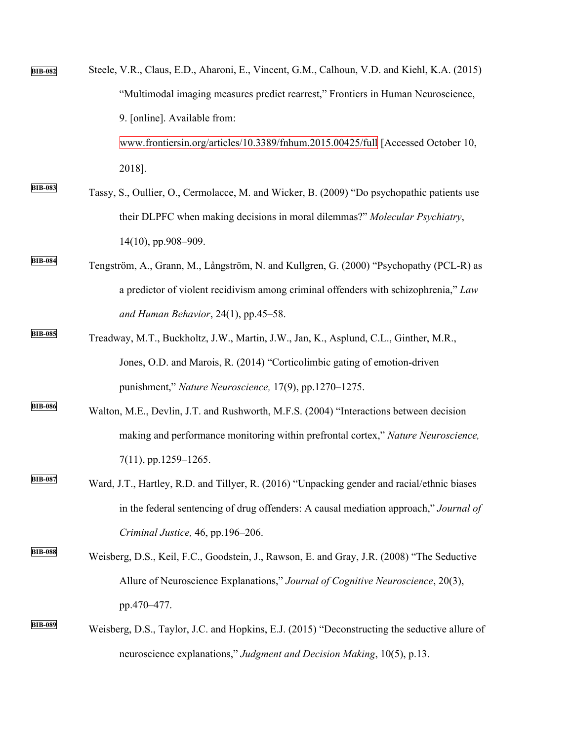BIB-082 Steele, V.R., Claus, E.D., Aharoni, E., Vincent, G.M., Calhoun, V.D. and Kiehl, K.A. (2015) “Multimodal imaging measures predict rearrest,” Frontiers in Human Neuroscience, 9. [online]. Available from: www.frontiersin.org/articles/10.3389/fnhum.2015.00425/full [Accessed October 10, 2018].

BIB-083 Tassy, S., Oullier, O., Cermolacce, M. and Wicker, B. (2009) “Do psychopathic patients use their DLPFC when making decisions in moral dilemmas?” *Molecular Psychiatry*, 14(10), pp.908–909.

BIB-084 Tengström, A., Grann, M., Långström, N. and Kullgren, G. (2000) “Psychopathy (PCL-R) as a predictor of violent recidivism among criminal offenders with schizophrenia,” *Law and Human Behavior*, 24(1), pp.45–58.

BIB-085 Treadway, M.T., Buckholtz, J.W., Martin, J.W., Jan, K., Asplund, C.L., Ginther, M.R., Jones, O.D. and Marois, R. (2014) “Corticolimbic gating of emotion-driven punishment,” *Nature Neuroscience,* 17(9), pp.1270–1275.

BIB-086 Walton, M.E., Devlin, J.T. and Rushworth, M.F.S. (2004) “Interactions between decision making and performance monitoring within prefrontal cortex,” *Nature Neuroscience,* 7(11), pp.1259–1265.

BIB-087 Ward, J.T., Hartley, R.D. and Tillyer, R. (2016) “Unpacking gender and racial/ethnic biases in the federal sentencing of drug offenders: A causal mediation approach,” *Journal of Criminal Justice,* 46, pp.196–206.

BIB-088 Weisberg, D.S., Keil, F.C., Goodstein, J., Rawson, E. and Gray, J.R. (2008) “The Seductive Allure of Neuroscience Explanations,” *Journal of Cognitive Neuroscience*, 20(3), pp.470–477.

BIB-089 Weisberg, D.S., Taylor, J.C. and Hopkins, E.J. (2015) “Deconstructing the seductive allure of neuroscience explanations,” *Judgment and Decision Making*, 10(5), p.13.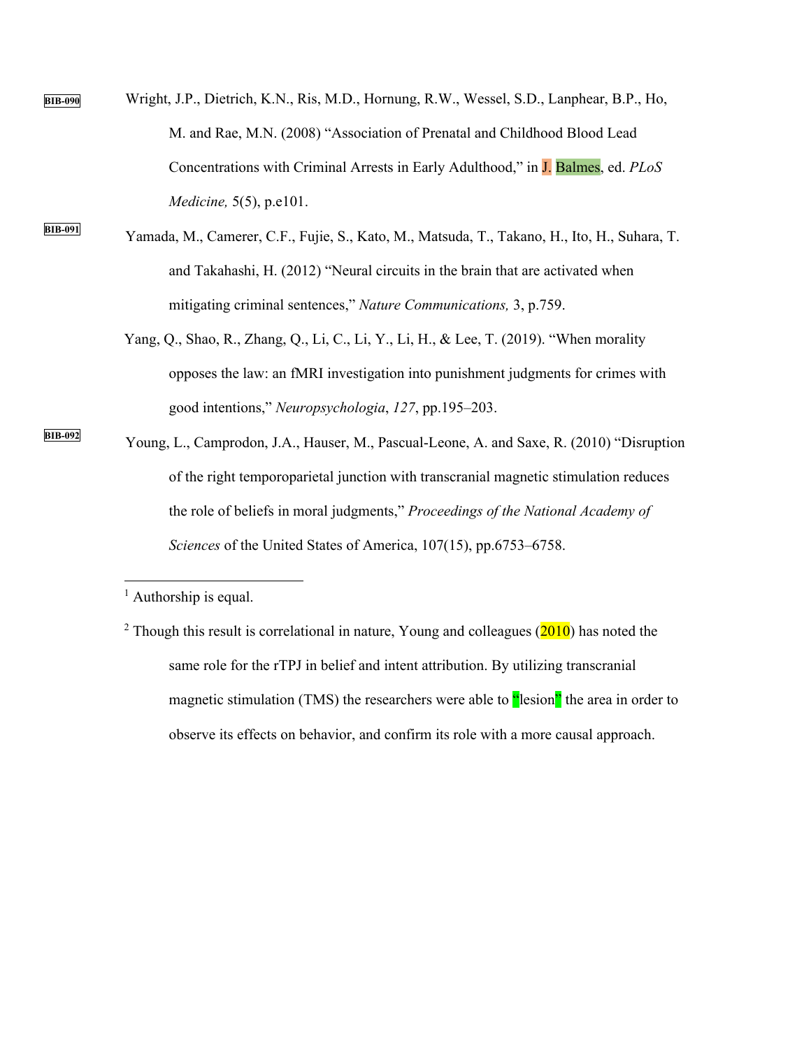BIB-090 Wright, J.P., Dietrich, K.N., Ris, M.D., Hornung, R.W., Wessel, S.D., Lanphear, B.P., Ho, M. and Rae, M.N. (2008) “Association of Prenatal and Childhood Blood Lead Concentrations with Criminal Arrests in Early Adulthood,” in J. Balmes, ed. *PLoS Medicine,* 5(5), p.e101.

BIB-091 Yamada, M., Camerer, C.F., Fujie, S., Kato, M., Matsuda, T., Takano, H., Ito, H., Suhara, T. and Takahashi, H. (2012) “Neural circuits in the brain that are activated when mitigating criminal sentences,” *Nature Communications,* 3, p.759.

Yang, Q., Shao, R., Zhang, Q., Li, C., Li, Y., Li, H., & Lee, T. (2019). “When morality opposes the law: an fMRI investigation into punishment judgments for crimes with good intentions,” *Neuropsychologia*, *127*, pp.195–203.

BIB-092 Young, L., Camprodon, J.A., Hauser, M., Pascual-Leone, A. and Saxe, R. (2010) “Disruption of the right temporoparietal junction with transcranial magnetic stimulation reduces the role of beliefs in moral judgments,” *Proceedings of the National Academy of Sciences* of the United States of America, 107(15), pp.6753–6758.

---

[1] Authorship is equal.

[2] Though this result is correlational in nature, Young and colleagues (2010) has noted the same role for the rTPJ in belief and intent attribution. By utilizing transcranial magnetic stimulation (TMS) the researchers were able to “lesion” the area in order to observe its effects on behavior, and confirm its role with a more causal approach.